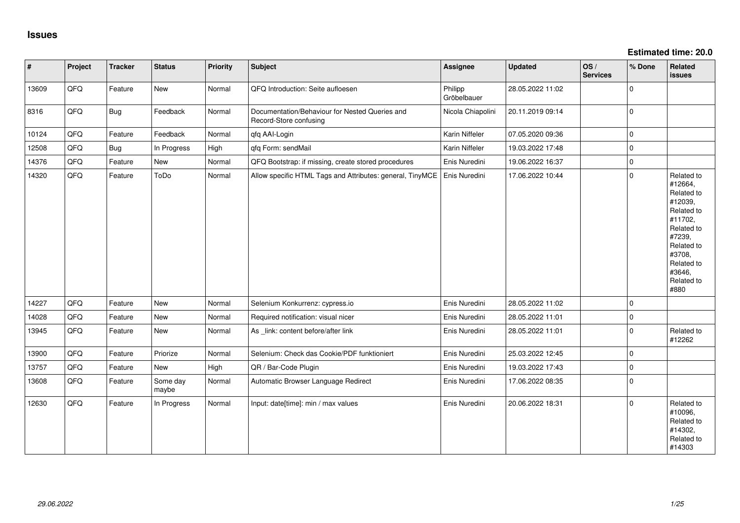# Issues

**Estimated time: 20.0**

| # | Project | Tracker | Status | Priority | Subject | Assignee | Updated | OS / Services | % Done | Related issues |
|---|---|---|---|---|---|---|---|---|---|---|
| 13609 | QFQ | Feature | New | Normal | QFQ Introduction: Seite aufloesen | Philipp Gröbelbauer | 28.05.2022 11:02 | | 0 | |
| 8316 | QFQ | Bug | Feedback | Normal | Documentation/Behaviour for Nested Queries and Record-Store confusing | Nicola Chiapolini | 20.11.2019 09:14 | | 0 | |
| 10124 | QFQ | Feature | Feedback | Normal | qfq AAI-Login | Karin Niffeler | 07.05.2020 09:36 | | 0 | |
| 12508 | QFQ | Bug | In Progress | High | qfq Form: sendMail | Karin Niffeler | 19.03.2022 17:48 | | 0 | |
| 14376 | QFQ | Feature | New | Normal | QFQ Bootstrap: if missing, create stored procedures | Enis Nuredini | 19.06.2022 16:37 | | 0 | |
| 14320 | QFQ | Feature | ToDo | Normal | Allow specific HTML Tags and Attributes: general, TinyMCE | Enis Nuredini | 17.06.2022 10:44 | | 0 | Related to #12664, Related to #12039, Related to #11702, Related to #7239, Related to #3708, Related to #3646, Related to #880 |
| 14227 | QFQ | Feature | New | Normal | Selenium Konkurrenz: cypress.io | Enis Nuredini | 28.05.2022 11:02 | | 0 | |
| 14028 | QFQ | Feature | New | Normal | Required notification: visual nicer | Enis Nuredini | 28.05.2022 11:01 | | 0 | |
| 13945 | QFQ | Feature | New | Normal | As _link: content before/after link | Enis Nuredini | 28.05.2022 11:01 | | 0 | Related to #12262 |
| 13900 | QFQ | Feature | Priorize | Normal | Selenium: Check das Cookie/PDF funktioniert | Enis Nuredini | 25.03.2022 12:45 | | 0 | |
| 13757 | QFQ | Feature | New | High | QR / Bar-Code Plugin | Enis Nuredini | 19.03.2022 17:43 | | 0 | |
| 13608 | QFQ | Feature | Some day maybe | Normal | Automatic Browser Language Redirect | Enis Nuredini | 17.06.2022 08:35 | | 0 | |
| 12630 | QFQ | Feature | In Progress | Normal | Input: date[time]: min / max values | Enis Nuredini | 20.06.2022 18:31 | | 0 | Related to #10096, Related to #14302, Related to #14303 |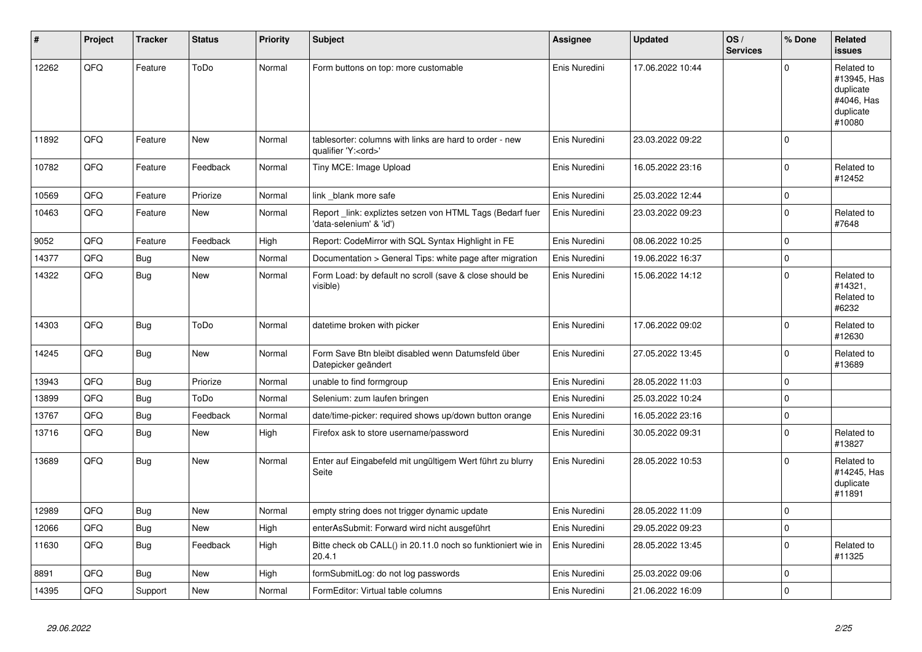| # | Project | Tracker | Status | Priority | Subject | Assignee | Updated | OS / Services | % Done | Related issues |
|---|---|---|---|---|---|---|---|---|---|---|
| 12262 | QFQ | Feature | ToDo | Normal | Form buttons on top: more customable | Enis Nuredini | 17.06.2022 10:44 | | 0 | Related to #13945, Has duplicate #4046, Has duplicate #10080 |
| 11892 | QFQ | Feature | New | Normal | tablesorter: columns with links are hard to order - new qualifier 'Y:<ord>' | Enis Nuredini | 23.03.2022 09:22 | | 0 | |
| 10782 | QFQ | Feature | Feedback | Normal | Tiny MCE: Image Upload | Enis Nuredini | 16.05.2022 23:16 | | 0 | Related to #12452 |
| 10569 | QFQ | Feature | Priorize | Normal | link _blank more safe | Enis Nuredini | 25.03.2022 12:44 | | 0 | |
| 10463 | QFQ | Feature | New | Normal | Report _link: expliztes setzen von HTML Tags (Bedarf fuer 'data-selenium' & 'id') | Enis Nuredini | 23.03.2022 09:23 | | 0 | Related to #7648 |
| 9052 | QFQ | Feature | Feedback | High | Report: CodeMirror with SQL Syntax Highlight in FE | Enis Nuredini | 08.06.2022 10:25 | | 0 | |
| 14377 | QFQ | Bug | New | Normal | Documentation > General Tips: white page after migration | Enis Nuredini | 19.06.2022 16:37 | | 0 | |
| 14322 | QFQ | Bug | New | Normal | Form Load: by default no scroll (save & close should be visible) | Enis Nuredini | 15.06.2022 14:12 | | 0 | Related to #14321, Related to #6232 |
| 14303 | QFQ | Bug | ToDo | Normal | datetime broken with picker | Enis Nuredini | 17.06.2022 09:02 | | 0 | Related to #12630 |
| 14245 | QFQ | Bug | New | Normal | Form Save Btn bleibt disabled wenn Datumsfeld über Datepicker geändert | Enis Nuredini | 27.05.2022 13:45 | | 0 | Related to #13689 |
| 13943 | QFQ | Bug | Priorize | Normal | unable to find formgroup | Enis Nuredini | 28.05.2022 11:03 | | 0 | |
| 13899 | QFQ | Bug | ToDo | Normal | Selenium: zum laufen bringen | Enis Nuredini | 25.03.2022 10:24 | | 0 | |
| 13767 | QFQ | Bug | Feedback | Normal | date/time-picker: required shows up/down button orange | Enis Nuredini | 16.05.2022 23:16 | | 0 | |
| 13716 | QFQ | Bug | New | High | Firefox ask to store username/password | Enis Nuredini | 30.05.2022 09:31 | | 0 | Related to #13827 |
| 13689 | QFQ | Bug | New | Normal | Enter auf Eingabefeld mit ungültigem Wert führt zu blurry Seite | Enis Nuredini | 28.05.2022 10:53 | | 0 | Related to #14245, Has duplicate #11891 |
| 12989 | QFQ | Bug | New | Normal | empty string does not trigger dynamic update | Enis Nuredini | 28.05.2022 11:09 | | 0 | |
| 12066 | QFQ | Bug | New | High | enterAsSubmit: Forward wird nicht ausgeführt | Enis Nuredini | 29.05.2022 09:23 | | 0 | |
| 11630 | QFQ | Bug | Feedback | High | Bitte check ob CALL() in 20.11.0 noch so funktioniert wie in 20.4.1 | Enis Nuredini | 28.05.2022 13:45 | | 0 | Related to #11325 |
| 8891 | QFQ | Bug | New | High | formSubmitLog: do not log passwords | Enis Nuredini | 25.03.2022 09:06 | | 0 | |
| 14395 | QFQ | Support | New | Normal | FormEditor: Virtual table columns | Enis Nuredini | 21.06.2022 16:09 | | 0 | |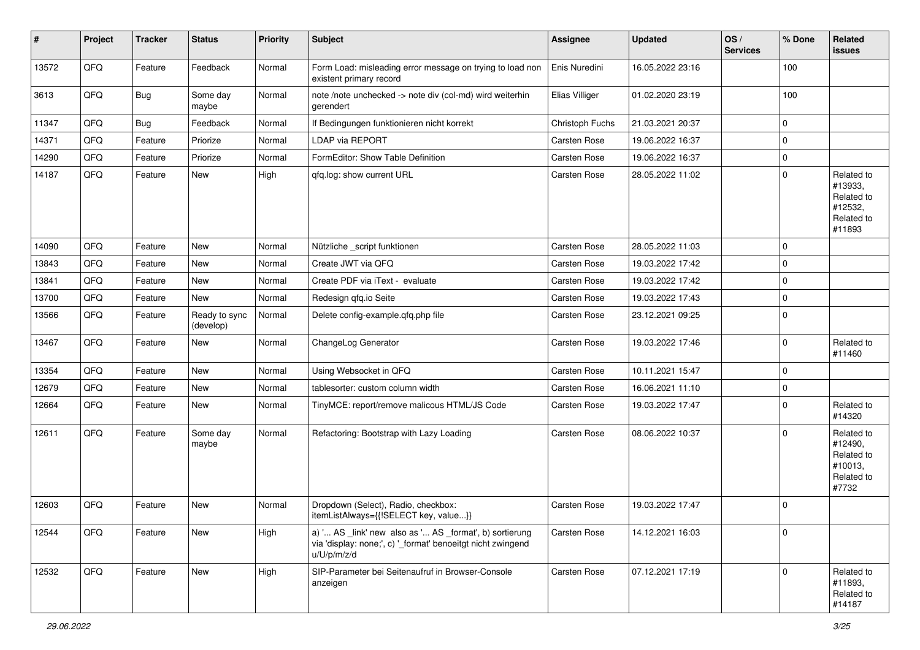| # | Project | Tracker | Status | Priority | Subject | Assignee | Updated | OS / Services | % Done | Related issues |
|---|---|---|---|---|---|---|---|---|---|---|
| 13572 | QFQ | Feature | Feedback | Normal | Form Load: misleading error message on trying to load non existent primary record | Enis Nuredini | 16.05.2022 23:16 | | 100 | |
| 3613 | QFQ | Bug | Some day maybe | Normal | note /note unchecked -> note div (col-md) wird weiterhin gerendert | Elias Villiger | 01.02.2020 23:19 | | 100 | |
| 11347 | QFQ | Bug | Feedback | Normal | If Bedingungen funktionieren nicht korrekt | Christoph Fuchs | 21.03.2021 20:37 | | 0 | |
| 14371 | QFQ | Feature | Priorize | Normal | LDAP via REPORT | Carsten Rose | 19.06.2022 16:37 | | 0 | |
| 14290 | QFQ | Feature | Priorize | Normal | FormEditor: Show Table Definition | Carsten Rose | 19.06.2022 16:37 | | 0 | |
| 14187 | QFQ | Feature | New | High | qfq.log: show current URL | Carsten Rose | 28.05.2022 11:02 | | 0 | Related to #13933, Related to #12532, Related to #11893 |
| 14090 | QFQ | Feature | New | Normal | Nützliche _script funktionen | Carsten Rose | 28.05.2022 11:03 | | 0 | |
| 13843 | QFQ | Feature | New | Normal | Create JWT via QFQ | Carsten Rose | 19.03.2022 17:42 | | 0 | |
| 13841 | QFQ | Feature | New | Normal | Create PDF via iText - evaluate | Carsten Rose | 19.03.2022 17:42 | | 0 | |
| 13700 | QFQ | Feature | New | Normal | Redesign qfq.io Seite | Carsten Rose | 19.03.2022 17:43 | | 0 | |
| 13566 | QFQ | Feature | Ready to sync (develop) | Normal | Delete config-example.qfq.php file | Carsten Rose | 23.12.2021 09:25 | | 0 | |
| 13467 | QFQ | Feature | New | Normal | ChangeLog Generator | Carsten Rose | 19.03.2022 17:46 | | 0 | Related to #11460 |
| 13354 | QFQ | Feature | New | Normal | Using Websocket in QFQ | Carsten Rose | 10.11.2021 15:47 | | 0 | |
| 12679 | QFQ | Feature | New | Normal | tablesorter: custom column width | Carsten Rose | 16.06.2021 11:10 | | 0 | |
| 12664 | QFQ | Feature | New | Normal | TinyMCE: report/remove malicous HTML/JS Code | Carsten Rose | 19.03.2022 17:47 | | 0 | Related to #14320 |
| 12611 | QFQ | Feature | Some day maybe | Normal | Refactoring: Bootstrap with Lazy Loading | Carsten Rose | 08.06.2022 10:37 | | 0 | Related to #12490, Related to #10013, Related to #7732 |
| 12603 | QFQ | Feature | New | Normal | Dropdown (Select), Radio, checkbox: itemListAlways={{!SELECT key, value...}} | Carsten Rose | 19.03.2022 17:47 | | 0 | |
| 12544 | QFQ | Feature | New | High | a) '... AS _link' new also as '... AS _format', b) sortierung via 'display: none;', c) '_format' benoeitgt nicht zwingend u/U/p/m/z/d | Carsten Rose | 14.12.2021 16:03 | | 0 | |
| 12532 | QFQ | Feature | New | High | SIP-Parameter bei Seitenaufruf in Browser-Console anzeigen | Carsten Rose | 07.12.2021 17:19 | | 0 | Related to #11893, Related to #14187 |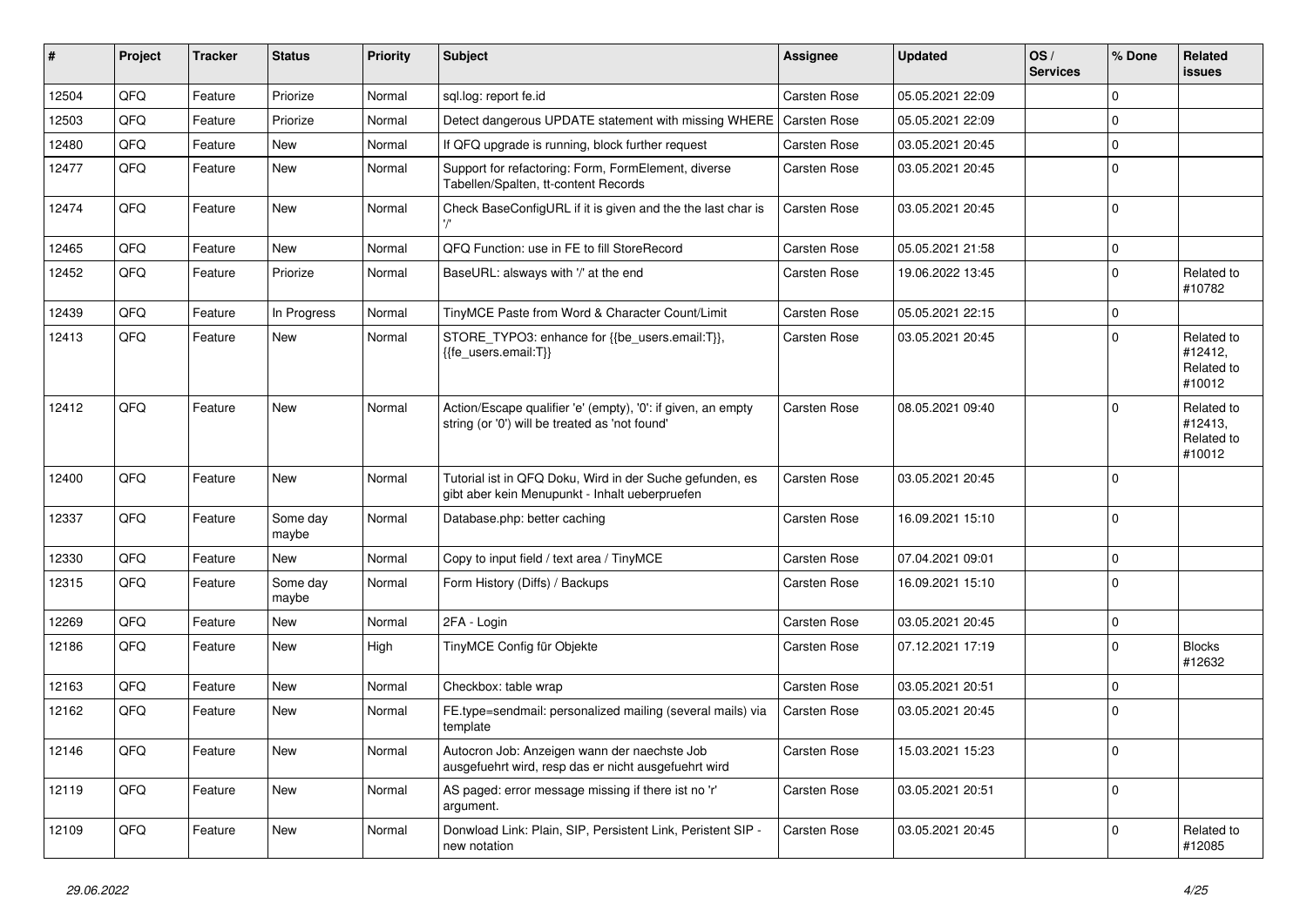| # | Project | Tracker | Status | Priority | Subject | Assignee | Updated | OS / Services | % Done | Related issues |
|---|---|---|---|---|---|---|---|---|---|---|
| 12504 | QFQ | Feature | Priorize | Normal | sql.log: report fe.id | Carsten Rose | 05.05.2021 22:09 | | 0 | |
| 12503 | QFQ | Feature | Priorize | Normal | Detect dangerous UPDATE statement with missing WHERE | Carsten Rose | 05.05.2021 22:09 | | 0 | |
| 12480 | QFQ | Feature | New | Normal | If QFQ upgrade is running, block further request | Carsten Rose | 03.05.2021 20:45 | | 0 | |
| 12477 | QFQ | Feature | New | Normal | Support for refactoring: Form, FormElement, diverse Tabellen/Spalten, tt-content Records | Carsten Rose | 03.05.2021 20:45 | | 0 | |
| 12474 | QFQ | Feature | New | Normal | Check BaseConfigURL if it is given and the the last char is '/' | Carsten Rose | 03.05.2021 20:45 | | 0 | |
| 12465 | QFQ | Feature | New | Normal | QFQ Function: use in FE to fill StoreRecord | Carsten Rose | 05.05.2021 21:58 | | 0 | |
| 12452 | QFQ | Feature | Priorize | Normal | BaseURL: alsways with '/' at the end | Carsten Rose | 19.06.2022 13:45 | | 0 | Related to #10782 |
| 12439 | QFQ | Feature | In Progress | Normal | TinyMCE Paste from Word & Character Count/Limit | Carsten Rose | 05.05.2021 22:15 | | 0 | |
| 12413 | QFQ | Feature | New | Normal | STORE_TYPO3: enhance for {{be_users.email:T}}, {{fe_users.email:T}} | Carsten Rose | 03.05.2021 20:45 | | 0 | Related to #12412, Related to #10012 |
| 12412 | QFQ | Feature | New | Normal | Action/Escape qualifier 'e' (empty), '0': if given, an empty string (or '0') will be treated as 'not found' | Carsten Rose | 08.05.2021 09:40 | | 0 | Related to #12413, Related to #10012 |
| 12400 | QFQ | Feature | New | Normal | Tutorial ist in QFQ Doku, Wird in der Suche gefunden, es gibt aber kein Menupunkt - Inhalt ueberpruefen | Carsten Rose | 03.05.2021 20:45 | | 0 | |
| 12337 | QFQ | Feature | Some day maybe | Normal | Database.php: better caching | Carsten Rose | 16.09.2021 15:10 | | 0 | |
| 12330 | QFQ | Feature | New | Normal | Copy to input field / text area / TinyMCE | Carsten Rose | 07.04.2021 09:01 | | 0 | |
| 12315 | QFQ | Feature | Some day maybe | Normal | Form History (Diffs) / Backups | Carsten Rose | 16.09.2021 15:10 | | 0 | |
| 12269 | QFQ | Feature | New | Normal | 2FA - Login | Carsten Rose | 03.05.2021 20:45 | | 0 | |
| 12186 | QFQ | Feature | New | High | TinyMCE Config für Objekte | Carsten Rose | 07.12.2021 17:19 | | 0 | Blocks #12632 |
| 12163 | QFQ | Feature | New | Normal | Checkbox: table wrap | Carsten Rose | 03.05.2021 20:51 | | 0 | |
| 12162 | QFQ | Feature | New | Normal | FE.type=sendmail: personalized mailing (several mails) via template | Carsten Rose | 03.05.2021 20:45 | | 0 | |
| 12146 | QFQ | Feature | New | Normal | Autocron Job: Anzeigen wann der naechste Job ausgefuehrt wird, resp das er nicht ausgefuehrt wird | Carsten Rose | 15.03.2021 15:23 | | 0 | |
| 12119 | QFQ | Feature | New | Normal | AS paged: error message missing if there ist no 'r' argument. | Carsten Rose | 03.05.2021 20:51 | | 0 | |
| 12109 | QFQ | Feature | New | Normal | Donwload Link: Plain, SIP, Persistent Link, Peristent SIP - new notation | Carsten Rose | 03.05.2021 20:45 | | 0 | Related to #12085 |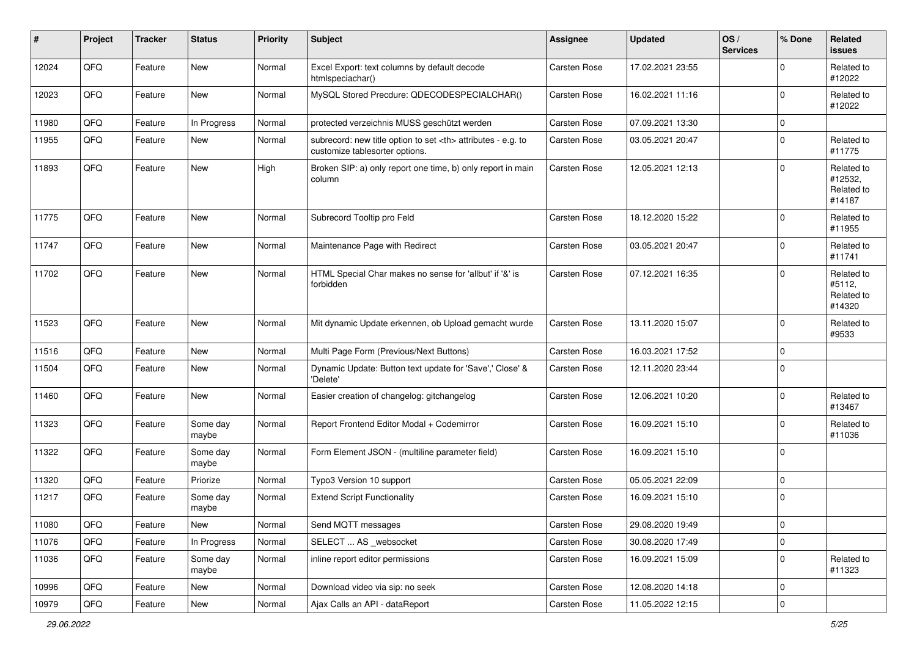| # | Project | Tracker | Status | Priority | Subject | Assignee | Updated | OS / Services | % Done | Related issues |
|---|---|---|---|---|---|---|---|---|---|---|
| 12024 | QFQ | Feature | New | Normal | Excel Export: text columns by default decode htmlspeciachar() | Carsten Rose | 17.02.2021 23:55 | | 0 | Related to #12022 |
| 12023 | QFQ | Feature | New | Normal | MySQL Stored Precdure: QDECODESPECIALCHAR() | Carsten Rose | 16.02.2021 11:16 | | 0 | Related to #12022 |
| 11980 | QFQ | Feature | In Progress | Normal | protected verzeichnis MUSS geschützt werden | Carsten Rose | 07.09.2021 13:30 | | 0 | |
| 11955 | QFQ | Feature | New | Normal | subrecord: new title option to set <th> attributes - e.g. to customize tablesorter options. | Carsten Rose | 03.05.2021 20:47 | | 0 | Related to #11775 |
| 11893 | QFQ | Feature | New | High | Broken SIP: a) only report one time, b) only report in main column | Carsten Rose | 12.05.2021 12:13 | | 0 | Related to #12532, Related to #14187 |
| 11775 | QFQ | Feature | New | Normal | Subrecord Tooltip pro Feld | Carsten Rose | 18.12.2020 15:22 | | 0 | Related to #11955 |
| 11747 | QFQ | Feature | New | Normal | Maintenance Page with Redirect | Carsten Rose | 03.05.2021 20:47 | | 0 | Related to #11741 |
| 11702 | QFQ | Feature | New | Normal | HTML Special Char makes no sense for 'allbut' if '&' is forbidden | Carsten Rose | 07.12.2021 16:35 | | 0 | Related to #5112, Related to #14320 |
| 11523 | QFQ | Feature | New | Normal | Mit dynamic Update erkennen, ob Upload gemacht wurde | Carsten Rose | 13.11.2020 15:07 | | 0 | Related to #9533 |
| 11516 | QFQ | Feature | New | Normal | Multi Page Form (Previous/Next Buttons) | Carsten Rose | 16.03.2021 17:52 | | 0 | |
| 11504 | QFQ | Feature | New | Normal | Dynamic Update: Button text update for 'Save',' Close' & 'Delete' | Carsten Rose | 12.11.2020 23:44 | | 0 | |
| 11460 | QFQ | Feature | New | Normal | Easier creation of changelog: gitchangelog | Carsten Rose | 12.06.2021 10:20 | | 0 | Related to #13467 |
| 11323 | QFQ | Feature | Some day maybe | Normal | Report Frontend Editor Modal + Codemirror | Carsten Rose | 16.09.2021 15:10 | | 0 | Related to #11036 |
| 11322 | QFQ | Feature | Some day maybe | Normal | Form Element JSON - (multiline parameter field) | Carsten Rose | 16.09.2021 15:10 | | 0 | |
| 11320 | QFQ | Feature | Priorize | Normal | Typo3 Version 10 support | Carsten Rose | 05.05.2021 22:09 | | 0 | |
| 11217 | QFQ | Feature | Some day maybe | Normal | Extend Script Functionality | Carsten Rose | 16.09.2021 15:10 | | 0 | |
| 11080 | QFQ | Feature | New | Normal | Send MQTT messages | Carsten Rose | 29.08.2020 19:49 | | 0 | |
| 11076 | QFQ | Feature | In Progress | Normal | SELECT ... AS _websocket | Carsten Rose | 30.08.2020 17:49 | | 0 | |
| 11036 | QFQ | Feature | Some day maybe | Normal | inline report editor permissions | Carsten Rose | 16.09.2021 15:09 | | 0 | Related to #11323 |
| 10996 | QFQ | Feature | New | Normal | Download video via sip: no seek | Carsten Rose | 12.08.2020 14:18 | | 0 | |
| 10979 | QFQ | Feature | New | Normal | Ajax Calls an API - dataReport | Carsten Rose | 11.05.2022 12:15 | | 0 | |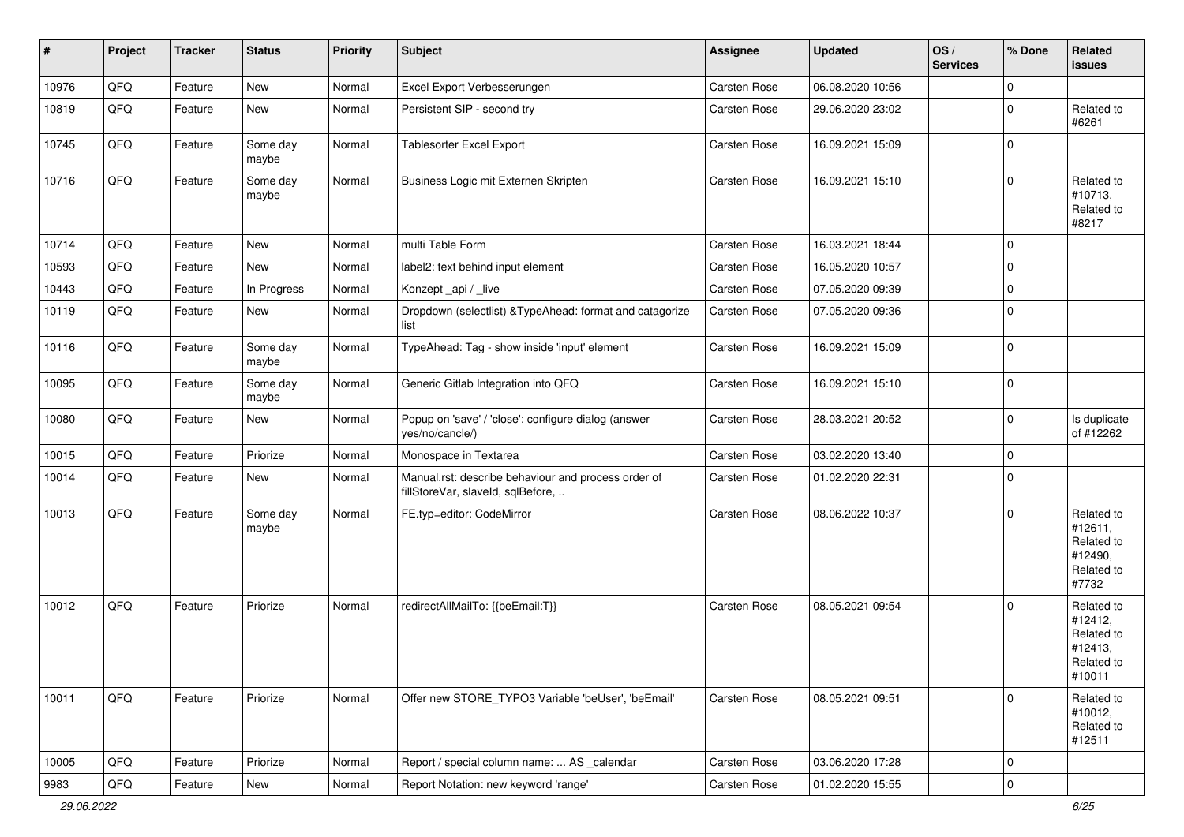| # | Project | Tracker | Status | Priority | Subject | Assignee | Updated | OS / Services | % Done | Related issues |
|---|---|---|---|---|---|---|---|---|---|---|
| 10976 | QFQ | Feature | New | Normal | Excel Export Verbesserungen | Carsten Rose | 06.08.2020 10:56 | | 0 | |
| 10819 | QFQ | Feature | New | Normal | Persistent SIP - second try | Carsten Rose | 29.06.2020 23:02 | | 0 | Related to #6261 |
| 10745 | QFQ | Feature | Some day maybe | Normal | Tablesorter Excel Export | Carsten Rose | 16.09.2021 15:09 | | 0 | |
| 10716 | QFQ | Feature | Some day maybe | Normal | Business Logic mit Externen Skripten | Carsten Rose | 16.09.2021 15:10 | | 0 | Related to #10713, Related to #8217 |
| 10714 | QFQ | Feature | New | Normal | multi Table Form | Carsten Rose | 16.03.2021 18:44 | | 0 | |
| 10593 | QFQ | Feature | New | Normal | label2: text behind input element | Carsten Rose | 16.05.2020 10:57 | | 0 | |
| 10443 | QFQ | Feature | In Progress | Normal | Konzept _api / _live | Carsten Rose | 07.05.2020 09:39 | | 0 | |
| 10119 | QFQ | Feature | New | Normal | Dropdown (selectlist) &TypeAhead: format and catagorize list | Carsten Rose | 07.05.2020 09:36 | | 0 | |
| 10116 | QFQ | Feature | Some day maybe | Normal | TypeAhead: Tag - show inside 'input' element | Carsten Rose | 16.09.2021 15:09 | | 0 | |
| 10095 | QFQ | Feature | Some day maybe | Normal | Generic Gitlab Integration into QFQ | Carsten Rose | 16.09.2021 15:10 | | 0 | |
| 10080 | QFQ | Feature | New | Normal | Popup on 'save' / 'close': configure dialog (answer yes/no/cancle/) | Carsten Rose | 28.03.2021 20:52 | | 0 | Is duplicate of #12262 |
| 10015 | QFQ | Feature | Priorize | Normal | Monospace in Textarea | Carsten Rose | 03.02.2020 13:40 | | 0 | |
| 10014 | QFQ | Feature | New | Normal | Manual.rst: describe behaviour and process order of fillStoreVar, slaveId, sqlBefore, .. | Carsten Rose | 01.02.2020 22:31 | | 0 | |
| 10013 | QFQ | Feature | Some day maybe | Normal | FE.typ=editor: CodeMirror | Carsten Rose | 08.06.2022 10:37 | | 0 | Related to #12611, Related to #12490, Related to #7732 |
| 10012 | QFQ | Feature | Priorize | Normal | redirectAllMailTo: {{beEmail:T}} | Carsten Rose | 08.05.2021 09:54 | | 0 | Related to #12412, Related to #12413, Related to #10011 |
| 10011 | QFQ | Feature | Priorize | Normal | Offer new STORE_TYPO3 Variable 'beUser', 'beEmail' | Carsten Rose | 08.05.2021 09:51 | | 0 | Related to #10012, Related to #12511 |
| 10005 | QFQ | Feature | Priorize | Normal | Report / special column name: ... AS _calendar | Carsten Rose | 03.06.2020 17:28 | | 0 | |
| 9983 | QFQ | Feature | New | Normal | Report Notation: new keyword 'range' | Carsten Rose | 01.02.2020 15:55 | | 0 | |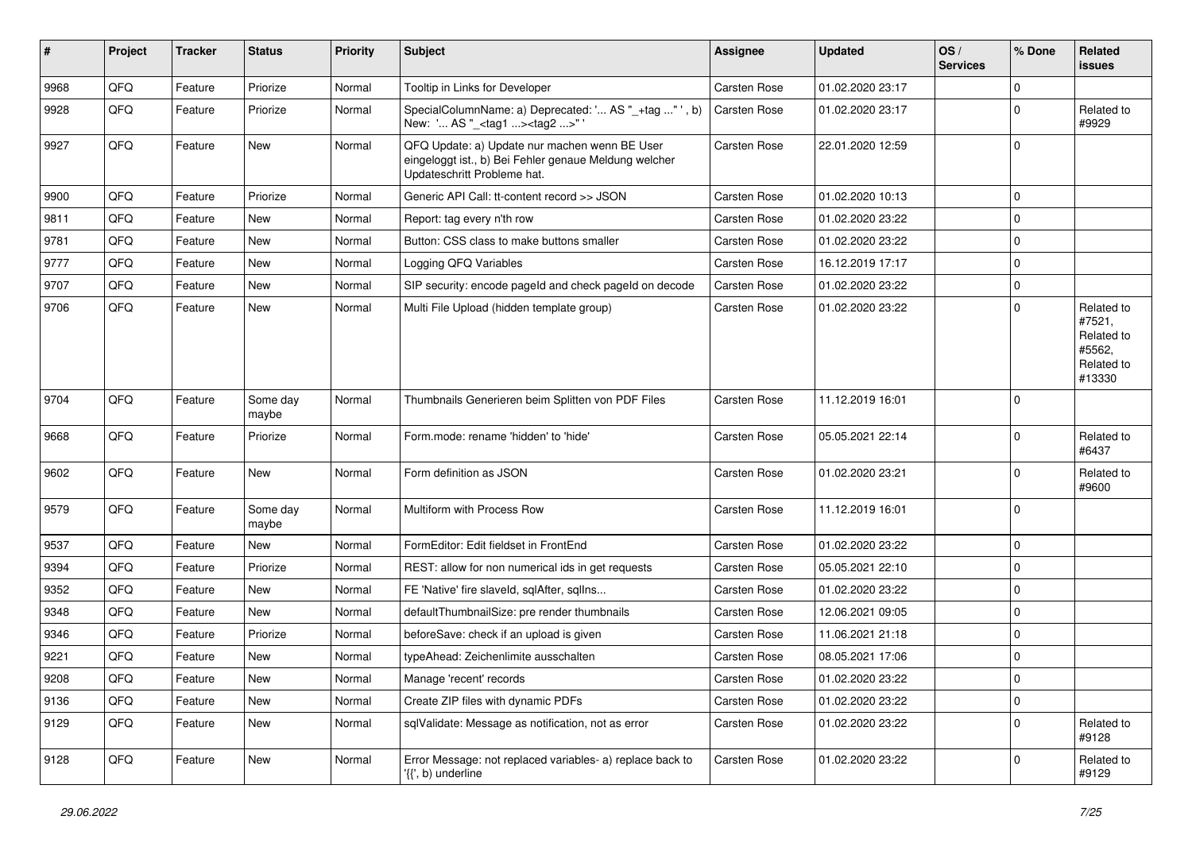| # | Project | Tracker | Status | Priority | Subject | Assignee | Updated | OS / Services | % Done | Related issues |
|---|---|---|---|---|---|---|---|---|---|---|
| 9968 | QFQ | Feature | Priorize | Normal | Tooltip in Links for Developer | Carsten Rose | 01.02.2020 23:17 | | 0 | |
| 9928 | QFQ | Feature | Priorize | Normal | SpecialColumnName: a) Deprecated: '... AS "_+tag ..." ', b) New: '... AS "_<tag1 ...><tag2 ...>" ' | Carsten Rose | 01.02.2020 23:17 | | 0 | Related to #9929 |
| 9927 | QFQ | Feature | New | Normal | QFQ Update: a) Update nur machen wenn BE User eingeloggt ist., b) Bei Fehler genaue Meldung welcher Updateschritt Probleme hat. | Carsten Rose | 22.01.2020 12:59 | | 0 | |
| 9900 | QFQ | Feature | Priorize | Normal | Generic API Call: tt-content record >> JSON | Carsten Rose | 01.02.2020 10:13 | | 0 | |
| 9811 | QFQ | Feature | New | Normal | Report: tag every n'th row | Carsten Rose | 01.02.2020 23:22 | | 0 | |
| 9781 | QFQ | Feature | New | Normal | Button: CSS class to make buttons smaller | Carsten Rose | 01.02.2020 23:22 | | 0 | |
| 9777 | QFQ | Feature | New | Normal | Logging QFQ Variables | Carsten Rose | 16.12.2019 17:17 | | 0 | |
| 9707 | QFQ | Feature | New | Normal | SIP security: encode pageId and check pageId on decode | Carsten Rose | 01.02.2020 23:22 | | 0 | |
| 9706 | QFQ | Feature | New | Normal | Multi File Upload (hidden template group) | Carsten Rose | 01.02.2020 23:22 | | 0 | Related to #7521, Related to #5562, Related to #13330 |
| 9704 | QFQ | Feature | Some day maybe | Normal | Thumbnails Generieren beim Splitten von PDF Files | Carsten Rose | 11.12.2019 16:01 | | 0 | |
| 9668 | QFQ | Feature | Priorize | Normal | Form.mode: rename 'hidden' to 'hide' | Carsten Rose | 05.05.2021 22:14 | | 0 | Related to #6437 |
| 9602 | QFQ | Feature | New | Normal | Form definition as JSON | Carsten Rose | 01.02.2020 23:21 | | 0 | Related to #9600 |
| 9579 | QFQ | Feature | Some day maybe | Normal | Multiform with Process Row | Carsten Rose | 11.12.2019 16:01 | | 0 | |
| 9537 | QFQ | Feature | New | Normal | FormEditor: Edit fieldset in FrontEnd | Carsten Rose | 01.02.2020 23:22 | | 0 | |
| 9394 | QFQ | Feature | Priorize | Normal | REST: allow for non numerical ids in get requests | Carsten Rose | 05.05.2021 22:10 | | 0 | |
| 9352 | QFQ | Feature | New | Normal | FE 'Native' fire slaveId, sqlAfter, sqlIns... | Carsten Rose | 01.02.2020 23:22 | | 0 | |
| 9348 | QFQ | Feature | New | Normal | defaultThumbnailSize: pre render thumbnails | Carsten Rose | 12.06.2021 09:05 | | 0 | |
| 9346 | QFQ | Feature | Priorize | Normal | beforeSave: check if an upload is given | Carsten Rose | 11.06.2021 21:18 | | 0 | |
| 9221 | QFQ | Feature | New | Normal | typeAhead: Zeichenlimite ausschalten | Carsten Rose | 08.05.2021 17:06 | | 0 | |
| 9208 | QFQ | Feature | New | Normal | Manage 'recent' records | Carsten Rose | 01.02.2020 23:22 | | 0 | |
| 9136 | QFQ | Feature | New | Normal | Create ZIP files with dynamic PDFs | Carsten Rose | 01.02.2020 23:22 | | 0 | |
| 9129 | QFQ | Feature | New | Normal | sqlValidate: Message as notification, not as error | Carsten Rose | 01.02.2020 23:22 | | 0 | Related to #9128 |
| 9128 | QFQ | Feature | New | Normal | Error Message: not replaced variables- a) replace back to '{{', b) underline | Carsten Rose | 01.02.2020 23:22 | | 0 | Related to #9129 |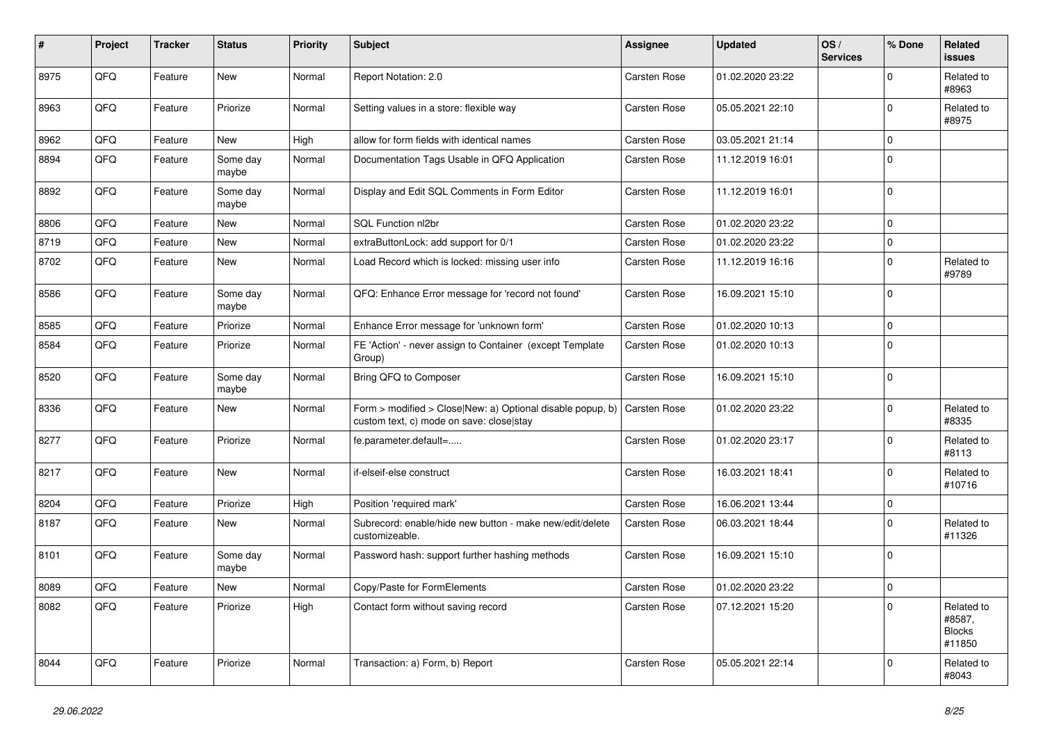| # | Project | Tracker | Status | Priority | Subject | Assignee | Updated | OS / Services | % Done | Related issues |
|---|---|---|---|---|---|---|---|---|---|---|
| 8975 | QFQ | Feature | New | Normal | Report Notation: 2.0 | Carsten Rose | 01.02.2020 23:22 | | 0 | Related to #8963 |
| 8963 | QFQ | Feature | Priorize | Normal | Setting values in a store: flexible way | Carsten Rose | 05.05.2021 22:10 | | 0 | Related to #8975 |
| 8962 | QFQ | Feature | New | High | allow for form fields with identical names | Carsten Rose | 03.05.2021 21:14 | | 0 | |
| 8894 | QFQ | Feature | Some day maybe | Normal | Documentation Tags Usable in QFQ Application | Carsten Rose | 11.12.2019 16:01 | | 0 | |
| 8892 | QFQ | Feature | Some day maybe | Normal | Display and Edit SQL Comments in Form Editor | Carsten Rose | 11.12.2019 16:01 | | 0 | |
| 8806 | QFQ | Feature | New | Normal | SQL Function nl2br | Carsten Rose | 01.02.2020 23:22 | | 0 | |
| 8719 | QFQ | Feature | New | Normal | extraButtonLock: add support for 0/1 | Carsten Rose | 01.02.2020 23:22 | | 0 | |
| 8702 | QFQ | Feature | New | Normal | Load Record which is locked: missing user info | Carsten Rose | 11.12.2019 16:16 | | 0 | Related to #9789 |
| 8586 | QFQ | Feature | Some day maybe | Normal | QFQ: Enhance Error message for 'record not found' | Carsten Rose | 16.09.2021 15:10 | | 0 | |
| 8585 | QFQ | Feature | Priorize | Normal | Enhance Error message for 'unknown form' | Carsten Rose | 01.02.2020 10:13 | | 0 | |
| 8584 | QFQ | Feature | Priorize | Normal | FE 'Action' - never assign to Container (except Template Group) | Carsten Rose | 01.02.2020 10:13 | | 0 | |
| 8520 | QFQ | Feature | Some day maybe | Normal | Bring QFQ to Composer | Carsten Rose | 16.09.2021 15:10 | | 0 | |
| 8336 | QFQ | Feature | New | Normal | Form > modified > Close\|New: a) Optional disable popup, b) custom text, c) mode on save: close\|stay | Carsten Rose | 01.02.2020 23:22 | | 0 | Related to #8335 |
| 8277 | QFQ | Feature | Priorize | Normal | fe.parameter.default=..... | Carsten Rose | 01.02.2020 23:17 | | 0 | Related to #8113 |
| 8217 | QFQ | Feature | New | Normal | if-elseif-else construct | Carsten Rose | 16.03.2021 18:41 | | 0 | Related to #10716 |
| 8204 | QFQ | Feature | Priorize | High | Position 'required mark' | Carsten Rose | 16.06.2021 13:44 | | 0 | |
| 8187 | QFQ | Feature | New | Normal | Subrecord: enable/hide new button - make new/edit/delete customizeable. | Carsten Rose | 06.03.2021 18:44 | | 0 | Related to #11326 |
| 8101 | QFQ | Feature | Some day maybe | Normal | Password hash: support further hashing methods | Carsten Rose | 16.09.2021 15:10 | | 0 | |
| 8089 | QFQ | Feature | New | Normal | Copy/Paste for FormElements | Carsten Rose | 01.02.2020 23:22 | | 0 | |
| 8082 | QFQ | Feature | Priorize | High | Contact form without saving record | Carsten Rose | 07.12.2021 15:20 | | 0 | Related to #8587, Blocks #11850 |
| 8044 | QFQ | Feature | Priorize | Normal | Transaction: a) Form, b) Report | Carsten Rose | 05.05.2021 22:14 | | 0 | Related to #8043 |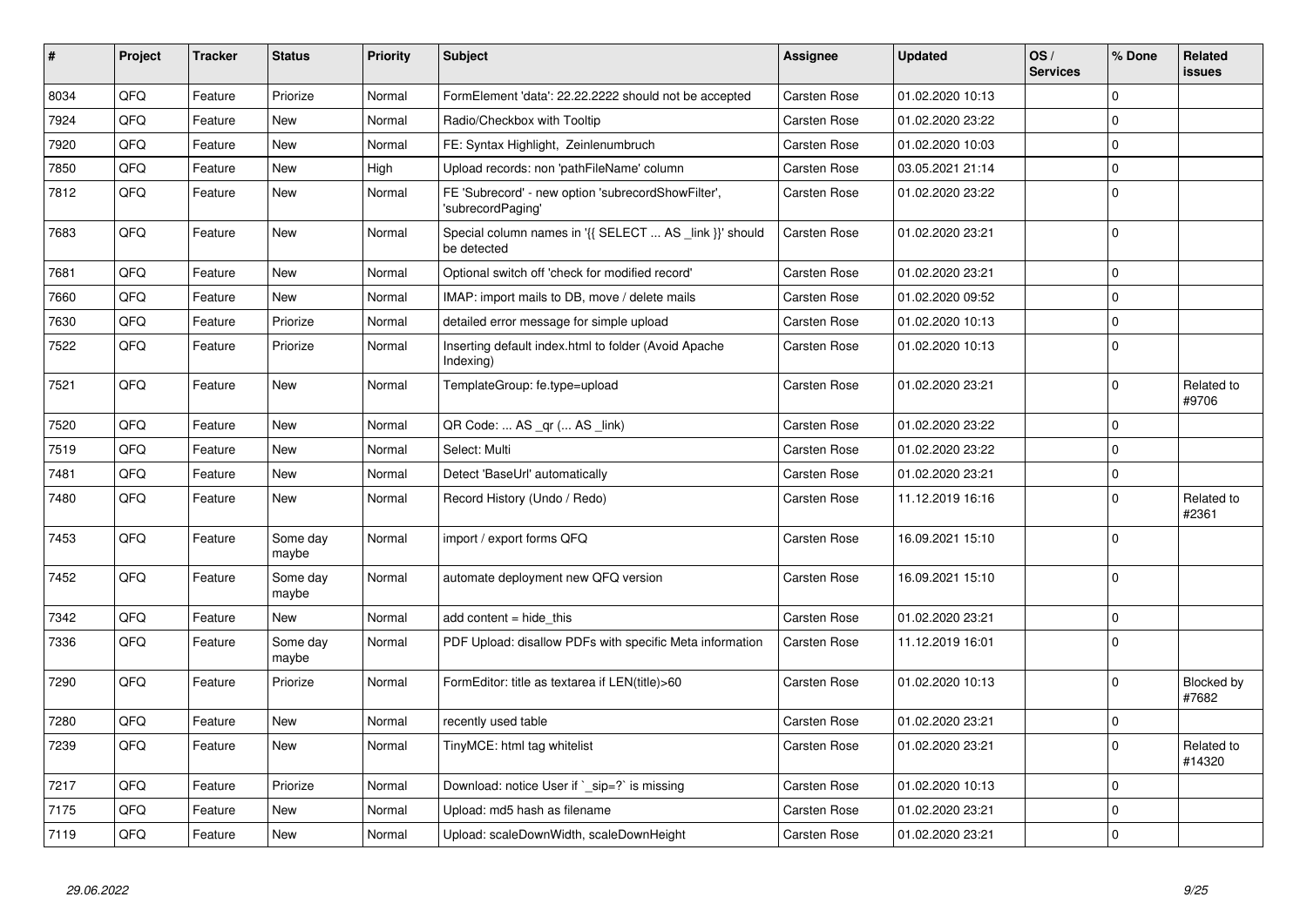| # | Project | Tracker | Status | Priority | Subject | Assignee | Updated | OS / Services | % Done | Related issues |
|---|---|---|---|---|---|---|---|---|---|---|
| 8034 | QFQ | Feature | Priorize | Normal | FormElement 'data': 22.22.2222 should not be accepted | Carsten Rose | 01.02.2020 10:13 | | 0 | |
| 7924 | QFQ | Feature | New | Normal | Radio/Checkbox with Tooltip | Carsten Rose | 01.02.2020 23:22 | | 0 | |
| 7920 | QFQ | Feature | New | Normal | FE: Syntax Highlight, Zeinlenumbruch | Carsten Rose | 01.02.2020 10:03 | | 0 | |
| 7850 | QFQ | Feature | New | High | Upload records: non 'pathFileName' column | Carsten Rose | 03.05.2021 21:14 | | 0 | |
| 7812 | QFQ | Feature | New | Normal | FE 'Subrecord' - new option 'subrecordShowFilter', 'subrecordPaging' | Carsten Rose | 01.02.2020 23:22 | | 0 | |
| 7683 | QFQ | Feature | New | Normal | Special column names in '{{ SELECT ... AS _link }}' should be detected | Carsten Rose | 01.02.2020 23:21 | | 0 | |
| 7681 | QFQ | Feature | New | Normal | Optional switch off 'check for modified record' | Carsten Rose | 01.02.2020 23:21 | | 0 | |
| 7660 | QFQ | Feature | New | Normal | IMAP: import mails to DB, move / delete mails | Carsten Rose | 01.02.2020 09:52 | | 0 | |
| 7630 | QFQ | Feature | Priorize | Normal | detailed error message for simple upload | Carsten Rose | 01.02.2020 10:13 | | 0 | |
| 7522 | QFQ | Feature | Priorize | Normal | Inserting default index.html to folder (Avoid Apache Indexing) | Carsten Rose | 01.02.2020 10:13 | | 0 | |
| 7521 | QFQ | Feature | New | Normal | TemplateGroup: fe.type=upload | Carsten Rose | 01.02.2020 23:21 | | 0 | Related to #9706 |
| 7520 | QFQ | Feature | New | Normal | QR Code: ... AS _qr ( ... AS _link) | Carsten Rose | 01.02.2020 23:22 | | 0 | |
| 7519 | QFQ | Feature | New | Normal | Select: Multi | Carsten Rose | 01.02.2020 23:22 | | 0 | |
| 7481 | QFQ | Feature | New | Normal | Detect 'BaseUrl' automatically | Carsten Rose | 01.02.2020 23:21 | | 0 | |
| 7480 | QFQ | Feature | New | Normal | Record History (Undo / Redo) | Carsten Rose | 11.12.2019 16:16 | | 0 | Related to #2361 |
| 7453 | QFQ | Feature | Some day maybe | Normal | import / export forms QFQ | Carsten Rose | 16.09.2021 15:10 | | 0 | |
| 7452 | QFQ | Feature | Some day maybe | Normal | automate deployment new QFQ version | Carsten Rose | 16.09.2021 15:10 | | 0 | |
| 7342 | QFQ | Feature | New | Normal | add content = hide_this | Carsten Rose | 01.02.2020 23:21 | | 0 | |
| 7336 | QFQ | Feature | Some day maybe | Normal | PDF Upload: disallow PDFs with specific Meta information | Carsten Rose | 11.12.2019 16:01 | | 0 | |
| 7290 | QFQ | Feature | Priorize | Normal | FormEditor: title as textarea if LEN(title)>60 | Carsten Rose | 01.02.2020 10:13 | | 0 | Blocked by #7682 |
| 7280 | QFQ | Feature | New | Normal | recently used table | Carsten Rose | 01.02.2020 23:21 | | 0 | |
| 7239 | QFQ | Feature | New | Normal | TinyMCE: html tag whitelist | Carsten Rose | 01.02.2020 23:21 | | 0 | Related to #14320 |
| 7217 | QFQ | Feature | Priorize | Normal | Download: notice User if `_sip=?` is missing | Carsten Rose | 01.02.2020 10:13 | | 0 | |
| 7175 | QFQ | Feature | New | Normal | Upload: md5 hash as filename | Carsten Rose | 01.02.2020 23:21 | | 0 | |
| 7119 | QFQ | Feature | New | Normal | Upload: scaleDownWidth, scaleDownHeight | Carsten Rose | 01.02.2020 23:21 | | 0 | |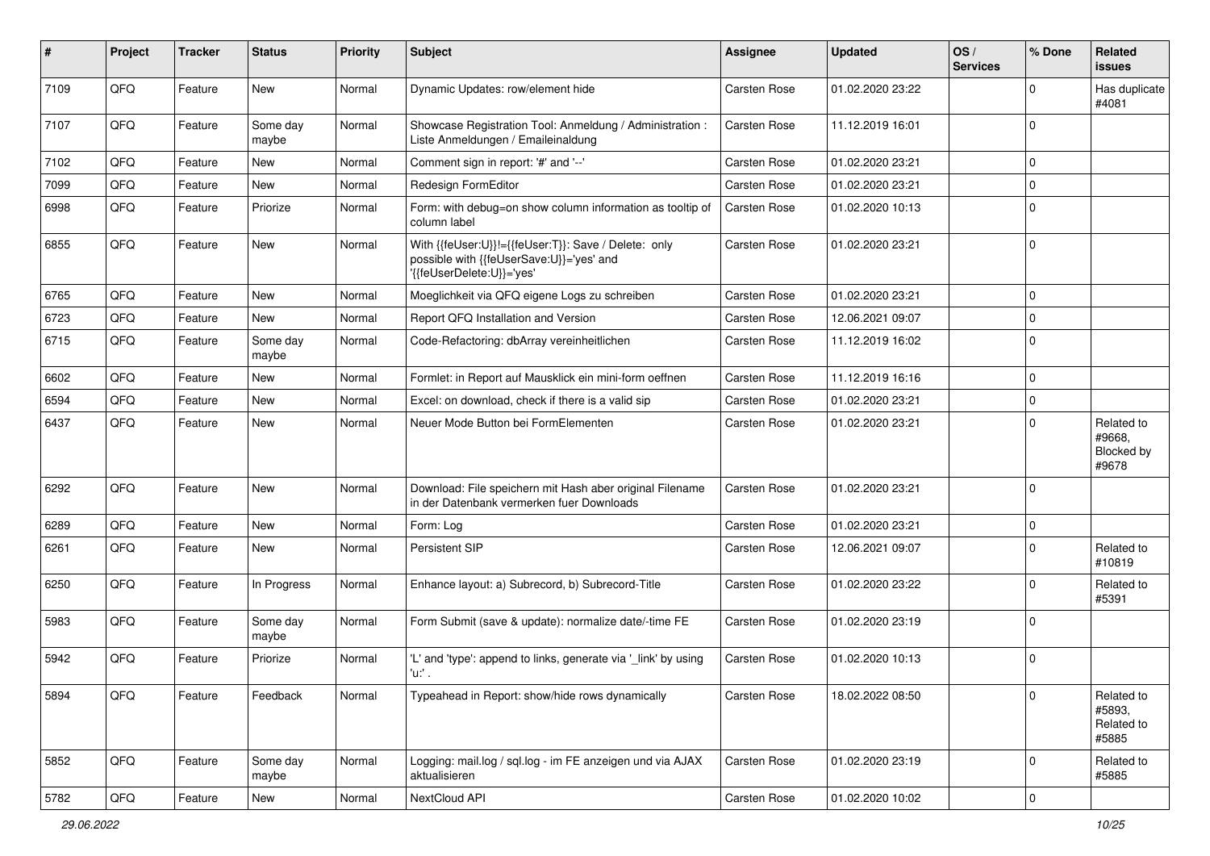| # | Project | Tracker | Status | Priority | Subject | Assignee | Updated | OS / Services | % Done | Related issues |
|---|---|---|---|---|---|---|---|---|---|---|
| 7109 | QFQ | Feature | New | Normal | Dynamic Updates: row/element hide | Carsten Rose | 01.02.2020 23:22 | | 0 | Has duplicate #4081 |
| 7107 | QFQ | Feature | Some day maybe | Normal | Showcase Registration Tool: Anmeldung / Administration : Liste Anmeldungen / Emaileinaldung | Carsten Rose | 11.12.2019 16:01 | | 0 | |
| 7102 | QFQ | Feature | New | Normal | Comment sign in report: '#' and '--' | Carsten Rose | 01.02.2020 23:21 | | 0 | |
| 7099 | QFQ | Feature | New | Normal | Redesign FormEditor | Carsten Rose | 01.02.2020 23:21 | | 0 | |
| 6998 | QFQ | Feature | Priorize | Normal | Form: with debug=on show column information as tooltip of column label | Carsten Rose | 01.02.2020 10:13 | | 0 | |
| 6855 | QFQ | Feature | New | Normal | With {{feUser:U}}!={{feUser:T}}: Save / Delete: only possible with {{feUserSave:U}}='yes' and '{{feUserDelete:U}}='yes' | Carsten Rose | 01.02.2020 23:21 | | 0 | |
| 6765 | QFQ | Feature | New | Normal | Moeglichkeit via QFQ eigene Logs zu schreiben | Carsten Rose | 01.02.2020 23:21 | | 0 | |
| 6723 | QFQ | Feature | New | Normal | Report QFQ Installation and Version | Carsten Rose | 12.06.2021 09:07 | | 0 | |
| 6715 | QFQ | Feature | Some day maybe | Normal | Code-Refactoring: dbArray vereinheitlichen | Carsten Rose | 11.12.2019 16:02 | | 0 | |
| 6602 | QFQ | Feature | New | Normal | Formlet: in Report auf Mausklick ein mini-form oeffnen | Carsten Rose | 11.12.2019 16:16 | | 0 | |
| 6594 | QFQ | Feature | New | Normal | Excel: on download, check if there is a valid sip | Carsten Rose | 01.02.2020 23:21 | | 0 | |
| 6437 | QFQ | Feature | New | Normal | Neuer Mode Button bei FormElementen | Carsten Rose | 01.02.2020 23:21 | | 0 | Related to #9668, Blocked by #9678 |
| 6292 | QFQ | Feature | New | Normal | Download: File speichern mit Hash aber original Filename in der Datenbank vermerken fuer Downloads | Carsten Rose | 01.02.2020 23:21 | | 0 | |
| 6289 | QFQ | Feature | New | Normal | Form: Log | Carsten Rose | 01.02.2020 23:21 | | 0 | |
| 6261 | QFQ | Feature | New | Normal | Persistent SIP | Carsten Rose | 12.06.2021 09:07 | | 0 | Related to #10819 |
| 6250 | QFQ | Feature | In Progress | Normal | Enhance layout: a) Subrecord, b) Subrecord-Title | Carsten Rose | 01.02.2020 23:22 | | 0 | Related to #5391 |
| 5983 | QFQ | Feature | Some day maybe | Normal | Form Submit (save & update): normalize date/-time FE | Carsten Rose | 01.02.2020 23:19 | | 0 | |
| 5942 | QFQ | Feature | Priorize | Normal | 'L' and 'type': append to links, generate via '_link' by using 'u:' . | Carsten Rose | 01.02.2020 10:13 | | 0 | |
| 5894 | QFQ | Feature | Feedback | Normal | Typeahead in Report: show/hide rows dynamically | Carsten Rose | 18.02.2022 08:50 | | 0 | Related to #5893, Related to #5885 |
| 5852 | QFQ | Feature | Some day maybe | Normal | Logging: mail.log / sql.log - im FE anzeigen und via AJAX aktualisieren | Carsten Rose | 01.02.2020 23:19 | | 0 | Related to #5885 |
| 5782 | QFQ | Feature | New | Normal | NextCloud API | Carsten Rose | 01.02.2020 10:02 | | 0 | |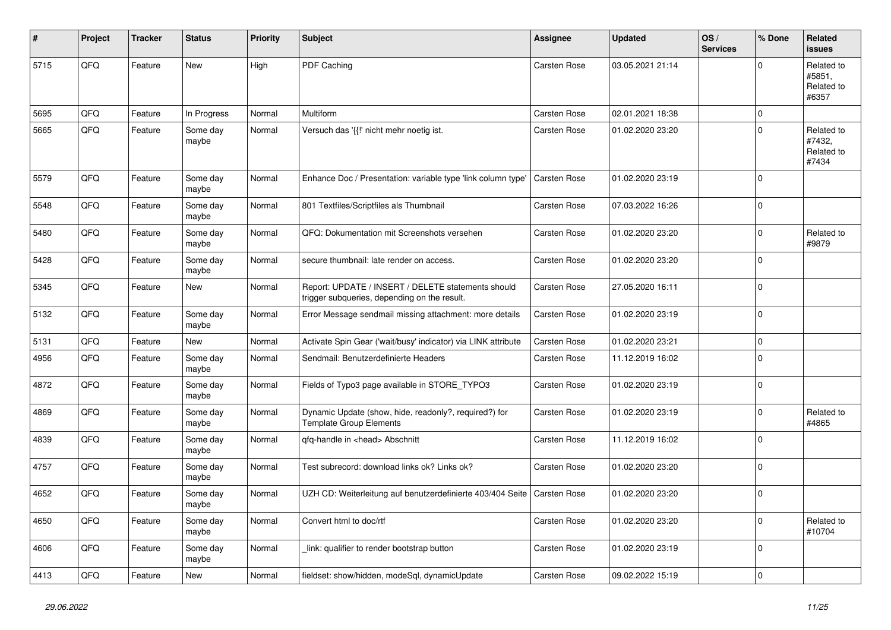| # | Project | Tracker | Status | Priority | Subject | Assignee | Updated | OS / Services | % Done | Related issues |
|---|---|---|---|---|---|---|---|---|---|---|
| 5715 | QFQ | Feature | New | High | PDF Caching | Carsten Rose | 03.05.2021 21:14 | | 0 | Related to #5851, Related to #6357 |
| 5695 | QFQ | Feature | In Progress | Normal | Multiform | Carsten Rose | 02.01.2021 18:38 | | 0 | |
| 5665 | QFQ | Feature | Some day maybe | Normal | Versuch das '{{!' nicht mehr noetig ist. | Carsten Rose | 01.02.2020 23:20 | | 0 | Related to #7432, Related to #7434 |
| 5579 | QFQ | Feature | Some day maybe | Normal | Enhance Doc / Presentation: variable type 'link column type' | Carsten Rose | 01.02.2020 23:19 | | 0 | |
| 5548 | QFQ | Feature | Some day maybe | Normal | 801 Textfiles/Scriptfiles als Thumbnail | Carsten Rose | 07.03.2022 16:26 | | 0 | |
| 5480 | QFQ | Feature | Some day maybe | Normal | QFQ: Dokumentation mit Screenshots versehen | Carsten Rose | 01.02.2020 23:20 | | 0 | Related to #9879 |
| 5428 | QFQ | Feature | Some day maybe | Normal | secure thumbnail: late render on access. | Carsten Rose | 01.02.2020 23:20 | | 0 | |
| 5345 | QFQ | Feature | New | Normal | Report: UPDATE / INSERT / DELETE statements should trigger subqueries, depending on the result. | Carsten Rose | 27.05.2020 16:11 | | 0 | |
| 5132 | QFQ | Feature | Some day maybe | Normal | Error Message sendmail missing attachment: more details | Carsten Rose | 01.02.2020 23:19 | | 0 | |
| 5131 | QFQ | Feature | New | Normal | Activate Spin Gear ('wait/busy' indicator) via LINK attribute | Carsten Rose | 01.02.2020 23:21 | | 0 | |
| 4956 | QFQ | Feature | Some day maybe | Normal | Sendmail: Benutzerdefinierte Headers | Carsten Rose | 11.12.2019 16:02 | | 0 | |
| 4872 | QFQ | Feature | Some day maybe | Normal | Fields of Typo3 page available in STORE_TYPO3 | Carsten Rose | 01.02.2020 23:19 | | 0 | |
| 4869 | QFQ | Feature | Some day maybe | Normal | Dynamic Update (show, hide, readonly?, required?) for Template Group Elements | Carsten Rose | 01.02.2020 23:19 | | 0 | Related to #4865 |
| 4839 | QFQ | Feature | Some day maybe | Normal | qfq-handle in <head> Abschnitt | Carsten Rose | 11.12.2019 16:02 | | 0 | |
| 4757 | QFQ | Feature | Some day maybe | Normal | Test subrecord: download links ok? Links ok? | Carsten Rose | 01.02.2020 23:20 | | 0 | |
| 4652 | QFQ | Feature | Some day maybe | Normal | UZH CD: Weiterleitung auf benutzerdefinierte 403/404 Seite | Carsten Rose | 01.02.2020 23:20 | | 0 | |
| 4650 | QFQ | Feature | Some day maybe | Normal | Convert html to doc/rtf | Carsten Rose | 01.02.2020 23:20 | | 0 | Related to #10704 |
| 4606 | QFQ | Feature | Some day maybe | Normal | _link: qualifier to render bootstrap button | Carsten Rose | 01.02.2020 23:19 | | 0 | |
| 4413 | QFQ | Feature | New | Normal | fieldset: show/hidden, modeSql, dynamicUpdate | Carsten Rose | 09.02.2022 15:19 | | 0 | |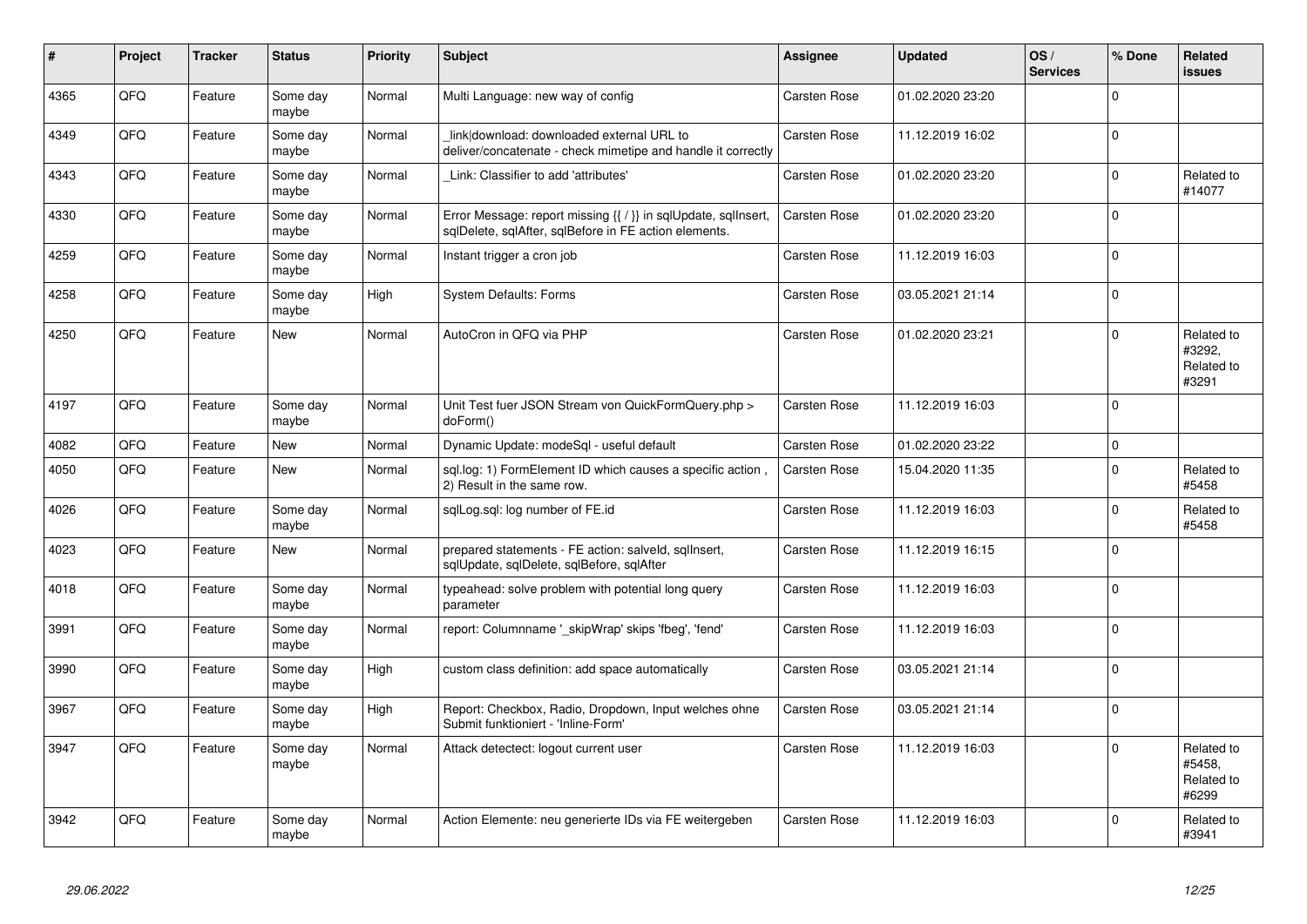| # | Project | Tracker | Status | Priority | Subject | Assignee | Updated | OS / Services | % Done | Related issues |
|---|---|---|---|---|---|---|---|---|---|---|
| 4365 | QFQ | Feature | Some day maybe | Normal | Multi Language: new way of config | Carsten Rose | 01.02.2020 23:20 | | 0 | |
| 4349 | QFQ | Feature | Some day maybe | Normal | _link\|download: downloaded external URL to deliver/concatenate - check mimetipe and handle it correctly | Carsten Rose | 11.12.2019 16:02 | | 0 | |
| 4343 | QFQ | Feature | Some day maybe | Normal | _Link: Classifier to add 'attributes' | Carsten Rose | 01.02.2020 23:20 | | 0 | Related to #14077 |
| 4330 | QFQ | Feature | Some day maybe | Normal | Error Message: report missing {{ / }} in sqlUpdate, sqlInsert, sqlDelete, sqlAfter, sqlBefore in FE action elements. | Carsten Rose | 01.02.2020 23:20 | | 0 | |
| 4259 | QFQ | Feature | Some day maybe | Normal | Instant trigger a cron job | Carsten Rose | 11.12.2019 16:03 | | 0 | |
| 4258 | QFQ | Feature | Some day maybe | High | System Defaults: Forms | Carsten Rose | 03.05.2021 21:14 | | 0 | |
| 4250 | QFQ | Feature | New | Normal | AutoCron in QFQ via PHP | Carsten Rose | 01.02.2020 23:21 | | 0 | Related to #3292, Related to #3291 |
| 4197 | QFQ | Feature | Some day maybe | Normal | Unit Test fuer JSON Stream von QuickFormQuery.php > doForm() | Carsten Rose | 11.12.2019 16:03 | | 0 | |
| 4082 | QFQ | Feature | New | Normal | Dynamic Update: modeSql - useful default | Carsten Rose | 01.02.2020 23:22 | | 0 | |
| 4050 | QFQ | Feature | New | Normal | sql.log: 1) FormElement ID which causes a specific action , 2) Result in the same row. | Carsten Rose | 15.04.2020 11:35 | | 0 | Related to #5458 |
| 4026 | QFQ | Feature | Some day maybe | Normal | sqlLog.sql: log number of FE.id | Carsten Rose | 11.12.2019 16:03 | | 0 | Related to #5458 |
| 4023 | QFQ | Feature | New | Normal | prepared statements - FE action: salveld, sqlInsert, sqlUpdate, sqlDelete, sqlBefore, sqlAfter | Carsten Rose | 11.12.2019 16:15 | | 0 | |
| 4018 | QFQ | Feature | Some day maybe | Normal | typeahead: solve problem with potential long query parameter | Carsten Rose | 11.12.2019 16:03 | | 0 | |
| 3991 | QFQ | Feature | Some day maybe | Normal | report: Columnname '_skipWrap' skips 'fbeg', 'fend' | Carsten Rose | 11.12.2019 16:03 | | 0 | |
| 3990 | QFQ | Feature | Some day maybe | High | custom class definition: add space automatically | Carsten Rose | 03.05.2021 21:14 | | 0 | |
| 3967 | QFQ | Feature | Some day maybe | High | Report: Checkbox, Radio, Dropdown, Input welches ohne Submit funktioniert - 'Inline-Form' | Carsten Rose | 03.05.2021 21:14 | | 0 | |
| 3947 | QFQ | Feature | Some day maybe | Normal | Attack detectect: logout current user | Carsten Rose | 11.12.2019 16:03 | | 0 | Related to #5458, Related to #6299 |
| 3942 | QFQ | Feature | Some day maybe | Normal | Action Elemente: neu generierte IDs via FE weitergeben | Carsten Rose | 11.12.2019 16:03 | | 0 | Related to #3941 |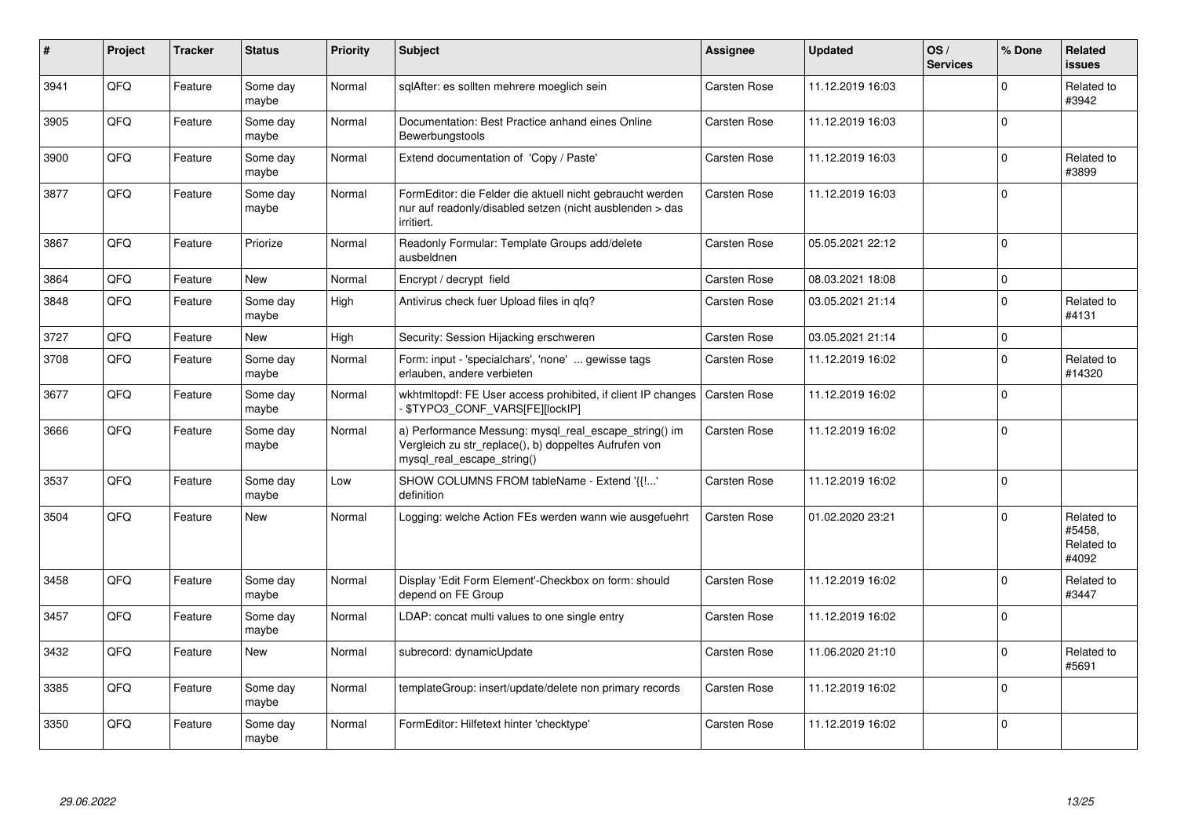| # | Project | Tracker | Status | Priority | Subject | Assignee | Updated | OS / Services | % Done | Related issues |
|---|---|---|---|---|---|---|---|---|---|---|
| 3941 | QFQ | Feature | Some day maybe | Normal | sqlAfter: es sollten mehrere moeglich sein | Carsten Rose | 11.12.2019 16:03 | | 0 | Related to #3942 |
| 3905 | QFQ | Feature | Some day maybe | Normal | Documentation: Best Practice anhand eines Online Bewerbungstools | Carsten Rose | 11.12.2019 16:03 | | 0 | |
| 3900 | QFQ | Feature | Some day maybe | Normal | Extend documentation of 'Copy / Paste' | Carsten Rose | 11.12.2019 16:03 | | 0 | Related to #3899 |
| 3877 | QFQ | Feature | Some day maybe | Normal | FormEditor: die Felder die aktuell nicht gebraucht werden nur auf readonly/disabled setzen (nicht ausblenden > das irritiert. | Carsten Rose | 11.12.2019 16:03 | | 0 | |
| 3867 | QFQ | Feature | Priorize | Normal | Readonly Formular: Template Groups add/delete ausbeldnen | Carsten Rose | 05.05.2021 22:12 | | 0 | |
| 3864 | QFQ | Feature | New | Normal | Encrypt / decrypt field | Carsten Rose | 08.03.2021 18:08 | | 0 | |
| 3848 | QFQ | Feature | Some day maybe | High | Antivirus check fuer Upload files in qfq? | Carsten Rose | 03.05.2021 21:14 | | 0 | Related to #4131 |
| 3727 | QFQ | Feature | New | High | Security: Session Hijacking erschweren | Carsten Rose | 03.05.2021 21:14 | | 0 | |
| 3708 | QFQ | Feature | Some day maybe | Normal | Form: input - 'specialchars', 'none' ... gewisse tags erlauben, andere verbieten | Carsten Rose | 11.12.2019 16:02 | | 0 | Related to #14320 |
| 3677 | QFQ | Feature | Some day maybe | Normal | wkhtmltopdf: FE User access prohibited, if client IP changes - $TYPO3_CONF_VARS[FE][lockIP] | Carsten Rose | 11.12.2019 16:02 | | 0 | |
| 3666 | QFQ | Feature | Some day maybe | Normal | a) Performance Messung: mysql_real_escape_string() im Vergleich zu str_replace(), b) doppeltes Aufrufen von mysql_real_escape_string() | Carsten Rose | 11.12.2019 16:02 | | 0 | |
| 3537 | QFQ | Feature | Some day maybe | Low | SHOW COLUMNS FROM tableName - Extend '{{!...' definition | Carsten Rose | 11.12.2019 16:02 | | 0 | |
| 3504 | QFQ | Feature | New | Normal | Logging: welche Action FEs werden wann wie ausgefuehrt | Carsten Rose | 01.02.2020 23:21 | | 0 | Related to #5458, Related to #4092 |
| 3458 | QFQ | Feature | Some day maybe | Normal | Display 'Edit Form Element'-Checkbox on form: should depend on FE Group | Carsten Rose | 11.12.2019 16:02 | | 0 | Related to #3447 |
| 3457 | QFQ | Feature | Some day maybe | Normal | LDAP: concat multi values to one single entry | Carsten Rose | 11.12.2019 16:02 | | 0 | |
| 3432 | QFQ | Feature | New | Normal | subrecord: dynamicUpdate | Carsten Rose | 11.06.2020 21:10 | | 0 | Related to #5691 |
| 3385 | QFQ | Feature | Some day maybe | Normal | templateGroup: insert/update/delete non primary records | Carsten Rose | 11.12.2019 16:02 | | 0 | |
| 3350 | QFQ | Feature | Some day maybe | Normal | FormEditor: Hilfetext hinter 'checktype' | Carsten Rose | 11.12.2019 16:02 | | 0 | |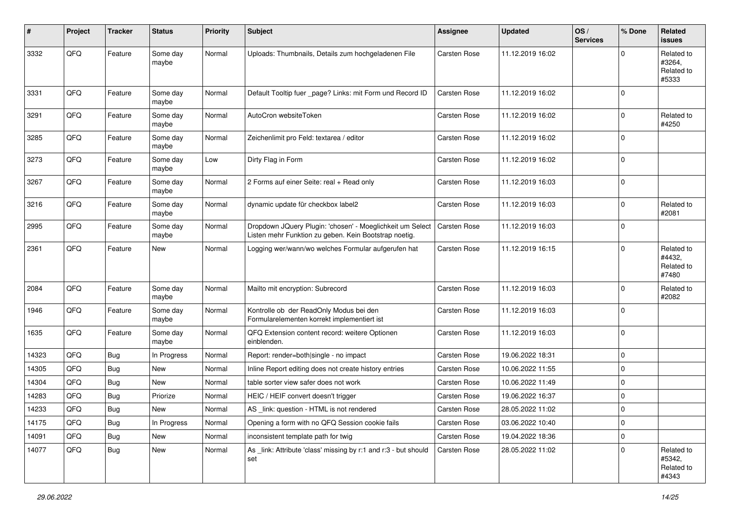| # | Project | Tracker | Status | Priority | Subject | Assignee | Updated | OS / Services | % Done | Related issues |
|---|---|---|---|---|---|---|---|---|---|---|
| 3332 | QFQ | Feature | Some day maybe | Normal | Uploads: Thumbnails, Details zum hochgeladenen File | Carsten Rose | 11.12.2019 16:02 | | 0 | Related to #3264, Related to #5333 |
| 3331 | QFQ | Feature | Some day maybe | Normal | Default Tooltip fuer _page? Links: mit Form und Record ID | Carsten Rose | 11.12.2019 16:02 | | 0 | |
| 3291 | QFQ | Feature | Some day maybe | Normal | AutoCron websiteToken | Carsten Rose | 11.12.2019 16:02 | | 0 | Related to #4250 |
| 3285 | QFQ | Feature | Some day maybe | Normal | Zeichenlimit pro Feld: textarea / editor | Carsten Rose | 11.12.2019 16:02 | | 0 | |
| 3273 | QFQ | Feature | Some day maybe | Low | Dirty Flag in Form | Carsten Rose | 11.12.2019 16:02 | | 0 | |
| 3267 | QFQ | Feature | Some day maybe | Normal | 2 Forms auf einer Seite: real + Read only | Carsten Rose | 11.12.2019 16:03 | | 0 | |
| 3216 | QFQ | Feature | Some day maybe | Normal | dynamic update für checkbox label2 | Carsten Rose | 11.12.2019 16:03 | | 0 | Related to #2081 |
| 2995 | QFQ | Feature | Some day maybe | Normal | Dropdown JQuery Plugin: 'chosen' - Moeglichkeit um Select Listen mehr Funktion zu geben. Kein Bootstrap noetig. | Carsten Rose | 11.12.2019 16:03 | | 0 | |
| 2361 | QFQ | Feature | New | Normal | Logging wer/wann/wo welches Formular aufgerufen hat | Carsten Rose | 11.12.2019 16:15 | | 0 | Related to #4432, Related to #7480 |
| 2084 | QFQ | Feature | Some day maybe | Normal | Mailto mit encryption: Subrecord | Carsten Rose | 11.12.2019 16:03 | | 0 | Related to #2082 |
| 1946 | QFQ | Feature | Some day maybe | Normal | Kontrolle ob der ReadOnly Modus bei den Formularelementen korrekt implementiert ist | Carsten Rose | 11.12.2019 16:03 | | 0 | |
| 1635 | QFQ | Feature | Some day maybe | Normal | QFQ Extension content record: weitere Optionen einblenden. | Carsten Rose | 11.12.2019 16:03 | | 0 | |
| 14323 | QFQ | Bug | In Progress | Normal | Report: render=both\|single - no impact | Carsten Rose | 19.06.2022 18:31 | | 0 | |
| 14305 | QFQ | Bug | New | Normal | Inline Report editing does not create history entries | Carsten Rose | 10.06.2022 11:55 | | 0 | |
| 14304 | QFQ | Bug | New | Normal | table sorter view safer does not work | Carsten Rose | 10.06.2022 11:49 | | 0 | |
| 14283 | QFQ | Bug | Priorize | Normal | HEIC / HEIF convert doesn't trigger | Carsten Rose | 19.06.2022 16:37 | | 0 | |
| 14233 | QFQ | Bug | New | Normal | AS _link: question - HTML is not rendered | Carsten Rose | 28.05.2022 11:02 | | 0 | |
| 14175 | QFQ | Bug | In Progress | Normal | Opening a form with no QFQ Session cookie fails | Carsten Rose | 03.06.2022 10:40 | | 0 | |
| 14091 | QFQ | Bug | New | Normal | inconsistent template path for twig | Carsten Rose | 19.04.2022 18:36 | | 0 | |
| 14077 | QFQ | Bug | New | Normal | As _link: Attribute 'class' missing by r:1 and r:3 - but should set | Carsten Rose | 28.05.2022 11:02 | | 0 | Related to #5342, Related to #4343 |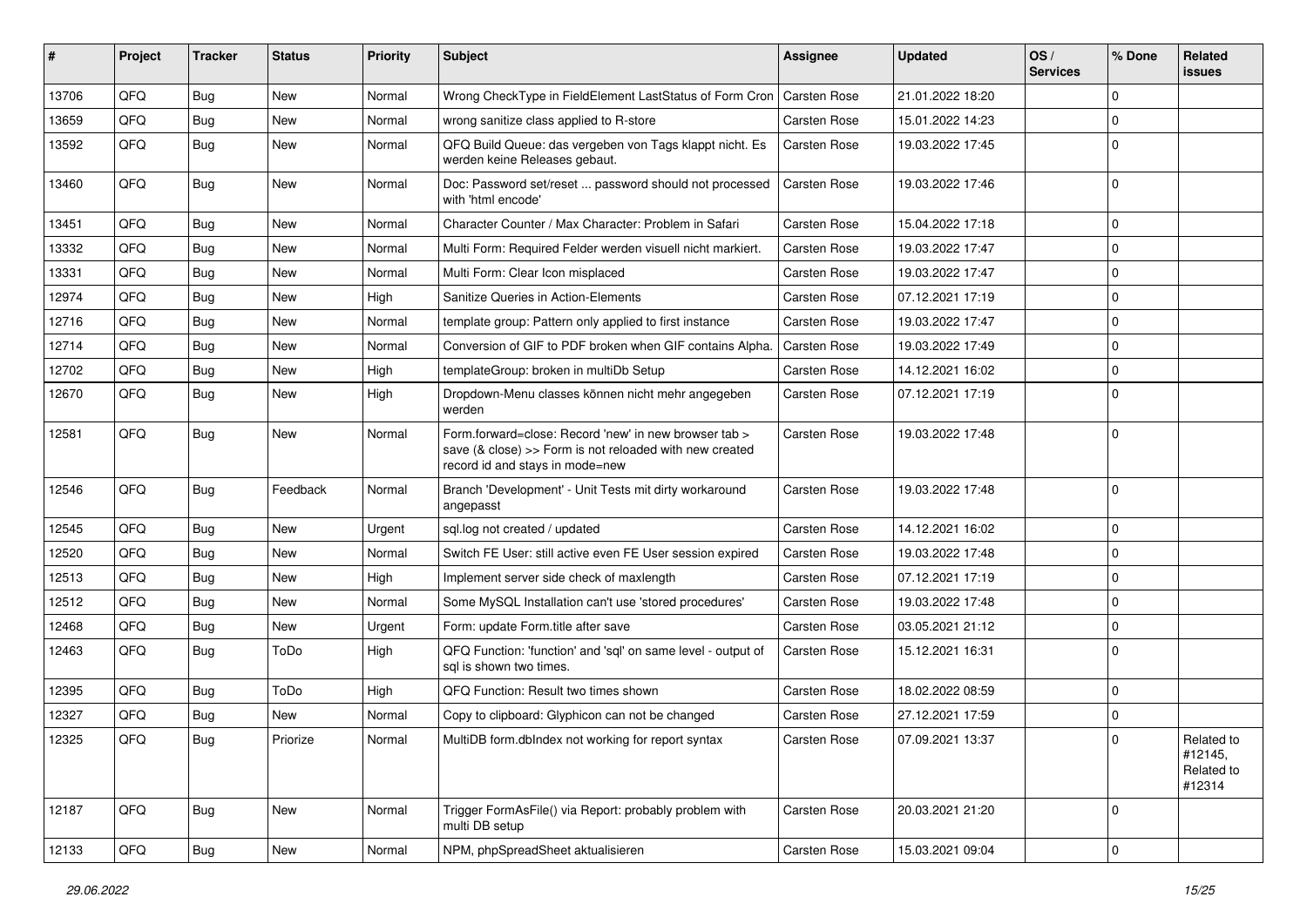| # | Project | Tracker | Status | Priority | Subject | Assignee | Updated | OS / Services | % Done | Related issues |
|---|---|---|---|---|---|---|---|---|---|---|
| 13706 | QFQ | Bug | New | Normal | Wrong CheckType in FieldElement LastStatus of Form Cron | Carsten Rose | 21.01.2022 18:20 | | 0 | |
| 13659 | QFQ | Bug | New | Normal | wrong sanitize class applied to R-store | Carsten Rose | 15.01.2022 14:23 | | 0 | |
| 13592 | QFQ | Bug | New | Normal | QFQ Build Queue: das vergeben von Tags klappt nicht. Es werden keine Releases gebaut. | Carsten Rose | 19.03.2022 17:45 | | 0 | |
| 13460 | QFQ | Bug | New | Normal | Doc: Password set/reset ... password should not processed with 'html encode' | Carsten Rose | 19.03.2022 17:46 | | 0 | |
| 13451 | QFQ | Bug | New | Normal | Character Counter / Max Character: Problem in Safari | Carsten Rose | 15.04.2022 17:18 | | 0 | |
| 13332 | QFQ | Bug | New | Normal | Multi Form: Required Felder werden visuell nicht markiert. | Carsten Rose | 19.03.2022 17:47 | | 0 | |
| 13331 | QFQ | Bug | New | Normal | Multi Form: Clear Icon misplaced | Carsten Rose | 19.03.2022 17:47 | | 0 | |
| 12974 | QFQ | Bug | New | High | Sanitize Queries in Action-Elements | Carsten Rose | 07.12.2021 17:19 | | 0 | |
| 12716 | QFQ | Bug | New | Normal | template group: Pattern only applied to first instance | Carsten Rose | 19.03.2022 17:47 | | 0 | |
| 12714 | QFQ | Bug | New | Normal | Conversion of GIF to PDF broken when GIF contains Alpha. | Carsten Rose | 19.03.2022 17:49 | | 0 | |
| 12702 | QFQ | Bug | New | High | templateGroup: broken in multiDb Setup | Carsten Rose | 14.12.2021 16:02 | | 0 | |
| 12670 | QFQ | Bug | New | High | Dropdown-Menu classes können nicht mehr angegeben werden | Carsten Rose | 07.12.2021 17:19 | | 0 | |
| 12581 | QFQ | Bug | New | Normal | Form.forward=close: Record 'new' in new browser tab > save (& close) >> Form is not reloaded with new created record id and stays in mode=new | Carsten Rose | 19.03.2022 17:48 | | 0 | |
| 12546 | QFQ | Bug | Feedback | Normal | Branch 'Development' - Unit Tests mit dirty workaround angepasst | Carsten Rose | 19.03.2022 17:48 | | 0 | |
| 12545 | QFQ | Bug | New | Urgent | sql.log not created / updated | Carsten Rose | 14.12.2021 16:02 | | 0 | |
| 12520 | QFQ | Bug | New | Normal | Switch FE User: still active even FE User session expired | Carsten Rose | 19.03.2022 17:48 | | 0 | |
| 12513 | QFQ | Bug | New | High | Implement server side check of maxlength | Carsten Rose | 07.12.2021 17:19 | | 0 | |
| 12512 | QFQ | Bug | New | Normal | Some MySQL Installation can't use 'stored procedures' | Carsten Rose | 19.03.2022 17:48 | | 0 | |
| 12468 | QFQ | Bug | New | Urgent | Form: update Form.title after save | Carsten Rose | 03.05.2021 21:12 | | 0 | |
| 12463 | QFQ | Bug | ToDo | High | QFQ Function: 'function' and 'sql' on same level - output of sql is shown two times. | Carsten Rose | 15.12.2021 16:31 | | 0 | |
| 12395 | QFQ | Bug | ToDo | High | QFQ Function: Result two times shown | Carsten Rose | 18.02.2022 08:59 | | 0 | |
| 12327 | QFQ | Bug | New | Normal | Copy to clipboard: Glyphicon can not be changed | Carsten Rose | 27.12.2021 17:59 | | 0 | |
| 12325 | QFQ | Bug | Priorize | Normal | MultiDB form.dbIndex not working for report syntax | Carsten Rose | 07.09.2021 13:37 | | 0 | Related to #12145, Related to #12314 |
| 12187 | QFQ | Bug | New | Normal | Trigger FormAsFile() via Report: probably problem with multi DB setup | Carsten Rose | 20.03.2021 21:20 | | 0 | |
| 12133 | QFQ | Bug | New | Normal | NPM, phpSpreadSheet aktualisieren | Carsten Rose | 15.03.2021 09:04 | | 0 | |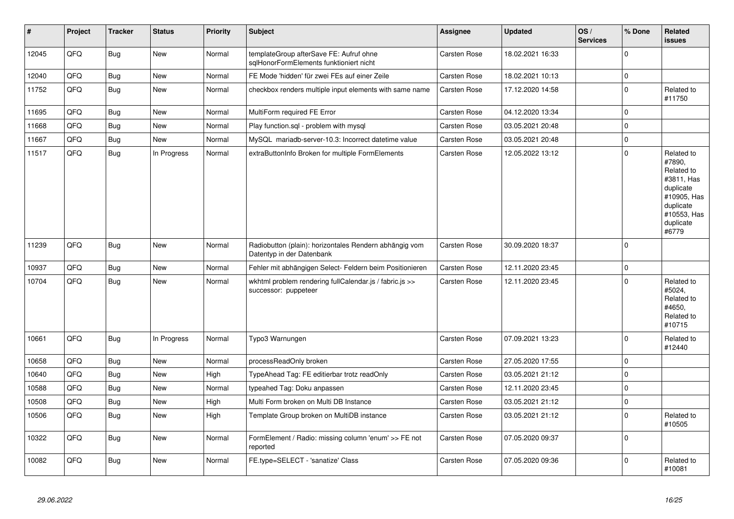| # | Project | Tracker | Status | Priority | Subject | Assignee | Updated | OS / Services | % Done | Related issues |
|---|---|---|---|---|---|---|---|---|---|---|
| 12045 | QFQ | Bug | New | Normal | templateGroup afterSave FE: Aufruf ohne sqlHonorFormElements funktioniert nicht | Carsten Rose | 18.02.2021 16:33 | | 0 | |
| 12040 | QFQ | Bug | New | Normal | FE Mode 'hidden' für zwei FEs auf einer Zeile | Carsten Rose | 18.02.2021 10:13 | | 0 | |
| 11752 | QFQ | Bug | New | Normal | checkbox renders multiple input elements with same name | Carsten Rose | 17.12.2020 14:58 | | 0 | Related to #11750 |
| 11695 | QFQ | Bug | New | Normal | MultiForm required FE Error | Carsten Rose | 04.12.2020 13:34 | | 0 | |
| 11668 | QFQ | Bug | New | Normal | Play function.sql - problem with mysql | Carsten Rose | 03.05.2021 20:48 | | 0 | |
| 11667 | QFQ | Bug | New | Normal | MySQL mariadb-server-10.3: Incorrect datetime value | Carsten Rose | 03.05.2021 20:48 | | 0 | |
| 11517 | QFQ | Bug | In Progress | Normal | extraButtonInfo Broken for multiple FormElements | Carsten Rose | 12.05.2022 13:12 | | 0 | Related to #7890, Related to #3811, Has duplicate #10905, Has duplicate #10553, Has duplicate #6779 |
| 11239 | QFQ | Bug | New | Normal | Radiobutton (plain): horizontales Rendern abhängig vom Datentyp in der Datenbank | Carsten Rose | 30.09.2020 18:37 | | 0 | |
| 10937 | QFQ | Bug | New | Normal | Fehler mit abhängigen Select- Feldern beim Positionieren | Carsten Rose | 12.11.2020 23:45 | | 0 | |
| 10704 | QFQ | Bug | New | Normal | wkhtml problem rendering fullCalendar.js / fabric.js >> successor: puppeteer | Carsten Rose | 12.11.2020 23:45 | | 0 | Related to #5024, Related to #4650, Related to #10715 |
| 10661 | QFQ | Bug | In Progress | Normal | Typo3 Warnungen | Carsten Rose | 07.09.2021 13:23 | | 0 | Related to #12440 |
| 10658 | QFQ | Bug | New | Normal | processReadOnly broken | Carsten Rose | 27.05.2020 17:55 | | 0 | |
| 10640 | QFQ | Bug | New | High | TypeAhead Tag: FE editierbar trotz readOnly | Carsten Rose | 03.05.2021 21:12 | | 0 | |
| 10588 | QFQ | Bug | New | Normal | typeahed Tag: Doku anpassen | Carsten Rose | 12.11.2020 23:45 | | 0 | |
| 10508 | QFQ | Bug | New | High | Multi Form broken on Multi DB Instance | Carsten Rose | 03.05.2021 21:12 | | 0 | |
| 10506 | QFQ | Bug | New | High | Template Group broken on MultiDB instance | Carsten Rose | 03.05.2021 21:12 | | 0 | Related to #10505 |
| 10322 | QFQ | Bug | New | Normal | FormElement / Radio: missing column 'enum' >> FE not reported | Carsten Rose | 07.05.2020 09:37 | | 0 | |
| 10082 | QFQ | Bug | New | Normal | FE.type=SELECT - 'sanatize' Class | Carsten Rose | 07.05.2020 09:36 | | 0 | Related to #10081 |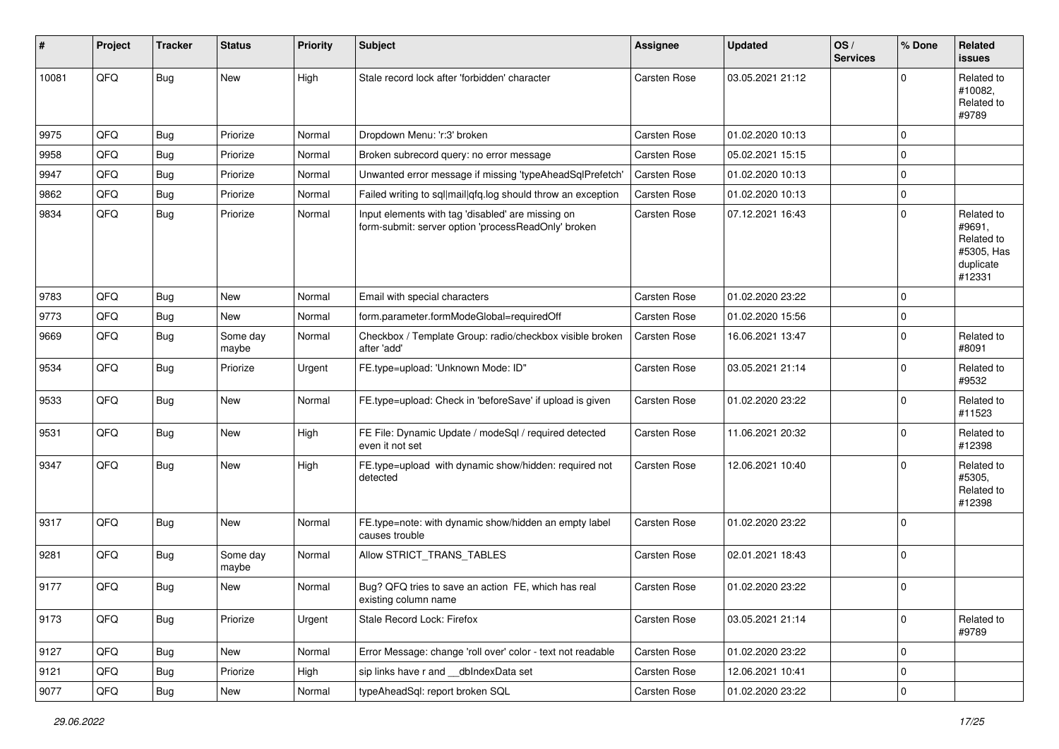| # | Project | Tracker | Status | Priority | Subject | Assignee | Updated | OS / Services | % Done | Related issues |
|---|---|---|---|---|---|---|---|---|---|---|
| 10081 | QFQ | Bug | New | High | Stale record lock after 'forbidden' character | Carsten Rose | 03.05.2021 21:12 | | 0 | Related to #10082, Related to #9789 |
| 9975 | QFQ | Bug | Priorize | Normal | Dropdown Menu: 'r:3' broken | Carsten Rose | 01.02.2020 10:13 | | 0 | |
| 9958 | QFQ | Bug | Priorize | Normal | Broken subrecord query: no error message | Carsten Rose | 05.02.2021 15:15 | | 0 | |
| 9947 | QFQ | Bug | Priorize | Normal | Unwanted error message if missing 'typeAheadSqlPrefetch' | Carsten Rose | 01.02.2020 10:13 | | 0 | |
| 9862 | QFQ | Bug | Priorize | Normal | Failed writing to sql\|mail\|qfq.log should throw an exception | Carsten Rose | 01.02.2020 10:13 | | 0 | |
| 9834 | QFQ | Bug | Priorize | Normal | Input elements with tag 'disabled' are missing on form-submit: server option 'processReadOnly' broken | Carsten Rose | 07.12.2021 16:43 | | 0 | Related to #9691, Related to #5305, Has duplicate #12331 |
| 9783 | QFQ | Bug | New | Normal | Email with special characters | Carsten Rose | 01.02.2020 23:22 | | 0 | |
| 9773 | QFQ | Bug | New | Normal | form.parameter.formModeGlobal=requiredOff | Carsten Rose | 01.02.2020 15:56 | | 0 | |
| 9669 | QFQ | Bug | Some day maybe | Normal | Checkbox / Template Group: radio/checkbox visible broken after 'add' | Carsten Rose | 16.06.2021 13:47 | | 0 | Related to #8091 |
| 9534 | QFQ | Bug | Priorize | Urgent | FE.type=upload: 'Unknown Mode: ID" | Carsten Rose | 03.05.2021 21:14 | | 0 | Related to #9532 |
| 9533 | QFQ | Bug | New | Normal | FE.type=upload: Check in 'beforeSave' if upload is given | Carsten Rose | 01.02.2020 23:22 | | 0 | Related to #11523 |
| 9531 | QFQ | Bug | New | High | FE File: Dynamic Update / modeSql / required detected even it not set | Carsten Rose | 11.06.2021 20:32 | | 0 | Related to #12398 |
| 9347 | QFQ | Bug | New | High | FE.type=upload with dynamic show/hidden: required not detected | Carsten Rose | 12.06.2021 10:40 | | 0 | Related to #5305, Related to #12398 |
| 9317 | QFQ | Bug | New | Normal | FE.type=note: with dynamic show/hidden an empty label causes trouble | Carsten Rose | 01.02.2020 23:22 | | 0 | |
| 9281 | QFQ | Bug | Some day maybe | Normal | Allow STRICT_TRANS_TABLES | Carsten Rose | 02.01.2021 18:43 | | 0 | |
| 9177 | QFQ | Bug | New | Normal | Bug? QFQ tries to save an action FE, which has real existing column name | Carsten Rose | 01.02.2020 23:22 | | 0 | |
| 9173 | QFQ | Bug | Priorize | Urgent | Stale Record Lock: Firefox | Carsten Rose | 03.05.2021 21:14 | | 0 | Related to #9789 |
| 9127 | QFQ | Bug | New | Normal | Error Message: change 'roll over' color - text not readable | Carsten Rose | 01.02.2020 23:22 | | 0 | |
| 9121 | QFQ | Bug | Priorize | High | sip links have r and __dbIndexData set | Carsten Rose | 12.06.2021 10:41 | | 0 | |
| 9077 | QFQ | Bug | New | Normal | typeAheadSql: report broken SQL | Carsten Rose | 01.02.2020 23:22 | | 0 | |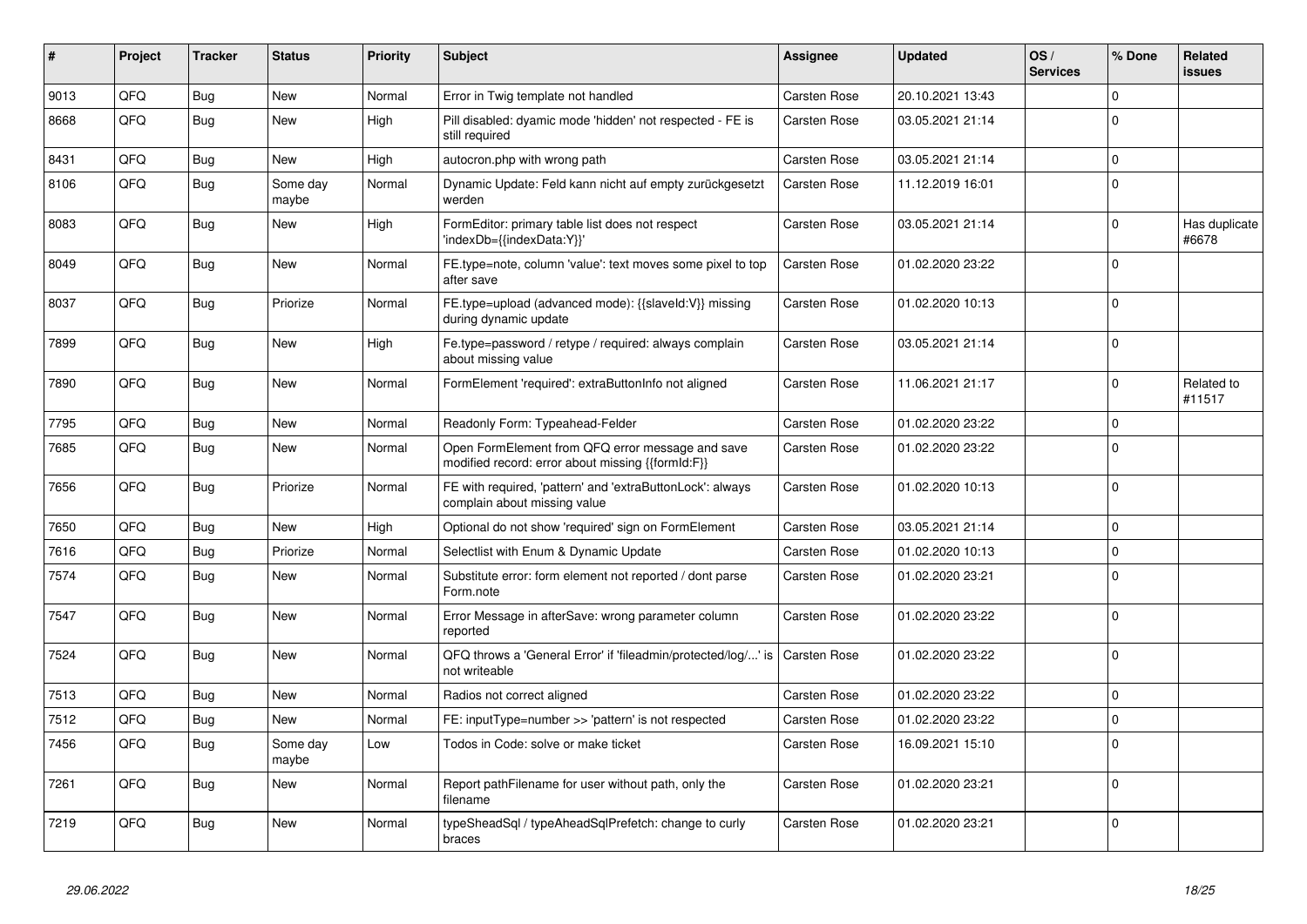| # | Project | Tracker | Status | Priority | Subject | Assignee | Updated | OS / Services | % Done | Related issues |
|---|---|---|---|---|---|---|---|---|---|---|
| 9013 | QFQ | Bug | New | Normal | Error in Twig template not handled | Carsten Rose | 20.10.2021 13:43 | | 0 | |
| 8668 | QFQ | Bug | New | High | Pill disabled: dyamic mode 'hidden' not respected - FE is still required | Carsten Rose | 03.05.2021 21:14 | | 0 | |
| 8431 | QFQ | Bug | New | High | autocron.php with wrong path | Carsten Rose | 03.05.2021 21:14 | | 0 | |
| 8106 | QFQ | Bug | Some day maybe | Normal | Dynamic Update: Feld kann nicht auf empty zurückgesetzt werden | Carsten Rose | 11.12.2019 16:01 | | 0 | |
| 8083 | QFQ | Bug | New | High | FormEditor: primary table list does not respect 'indexDb={{indexData:Y}}' | Carsten Rose | 03.05.2021 21:14 | | 0 | Has duplicate #6678 |
| 8049 | QFQ | Bug | New | Normal | FE.type=note, column 'value': text moves some pixel to top after save | Carsten Rose | 01.02.2020 23:22 | | 0 | |
| 8037 | QFQ | Bug | Priorize | Normal | FE.type=upload (advanced mode): {{slaveId:V}} missing during dynamic update | Carsten Rose | 01.02.2020 10:13 | | 0 | |
| 7899 | QFQ | Bug | New | High | Fe.type=password / retype / required: always complain about missing value | Carsten Rose | 03.05.2021 21:14 | | 0 | |
| 7890 | QFQ | Bug | New | Normal | FormElement 'required': extraButtonInfo not aligned | Carsten Rose | 11.06.2021 21:17 | | 0 | Related to #11517 |
| 7795 | QFQ | Bug | New | Normal | Readonly Form: Typeahead-Felder | Carsten Rose | 01.02.2020 23:22 | | 0 | |
| 7685 | QFQ | Bug | New | Normal | Open FormElement from QFQ error message and save modified record: error about missing {{formId:F}} | Carsten Rose | 01.02.2020 23:22 | | 0 | |
| 7656 | QFQ | Bug | Priorize | Normal | FE with required, 'pattern' and 'extraButtonLock': always complain about missing value | Carsten Rose | 01.02.2020 10:13 | | 0 | |
| 7650 | QFQ | Bug | New | High | Optional do not show 'required' sign on FormElement | Carsten Rose | 03.05.2021 21:14 | | 0 | |
| 7616 | QFQ | Bug | Priorize | Normal | Selectlist with Enum & Dynamic Update | Carsten Rose | 01.02.2020 10:13 | | 0 | |
| 7574 | QFQ | Bug | New | Normal | Substitute error: form element not reported / dont parse Form.note | Carsten Rose | 01.02.2020 23:21 | | 0 | |
| 7547 | QFQ | Bug | New | Normal | Error Message in afterSave: wrong parameter column reported | Carsten Rose | 01.02.2020 23:22 | | 0 | |
| 7524 | QFQ | Bug | New | Normal | QFQ throws a 'General Error' if 'fileadmin/protected/log/...' is not writeable | Carsten Rose | 01.02.2020 23:22 | | 0 | |
| 7513 | QFQ | Bug | New | Normal | Radios not correct aligned | Carsten Rose | 01.02.2020 23:22 | | 0 | |
| 7512 | QFQ | Bug | New | Normal | FE: inputType=number >> 'pattern' is not respected | Carsten Rose | 01.02.2020 23:22 | | 0 | |
| 7456 | QFQ | Bug | Some day maybe | Low | Todos in Code: solve or make ticket | Carsten Rose | 16.09.2021 15:10 | | 0 | |
| 7261 | QFQ | Bug | New | Normal | Report pathFilename for user without path, only the filename | Carsten Rose | 01.02.2020 23:21 | | 0 | |
| 7219 | QFQ | Bug | New | Normal | typeSheadSql / typeAheadSqlPrefetch: change to curly braces | Carsten Rose | 01.02.2020 23:21 | | 0 | |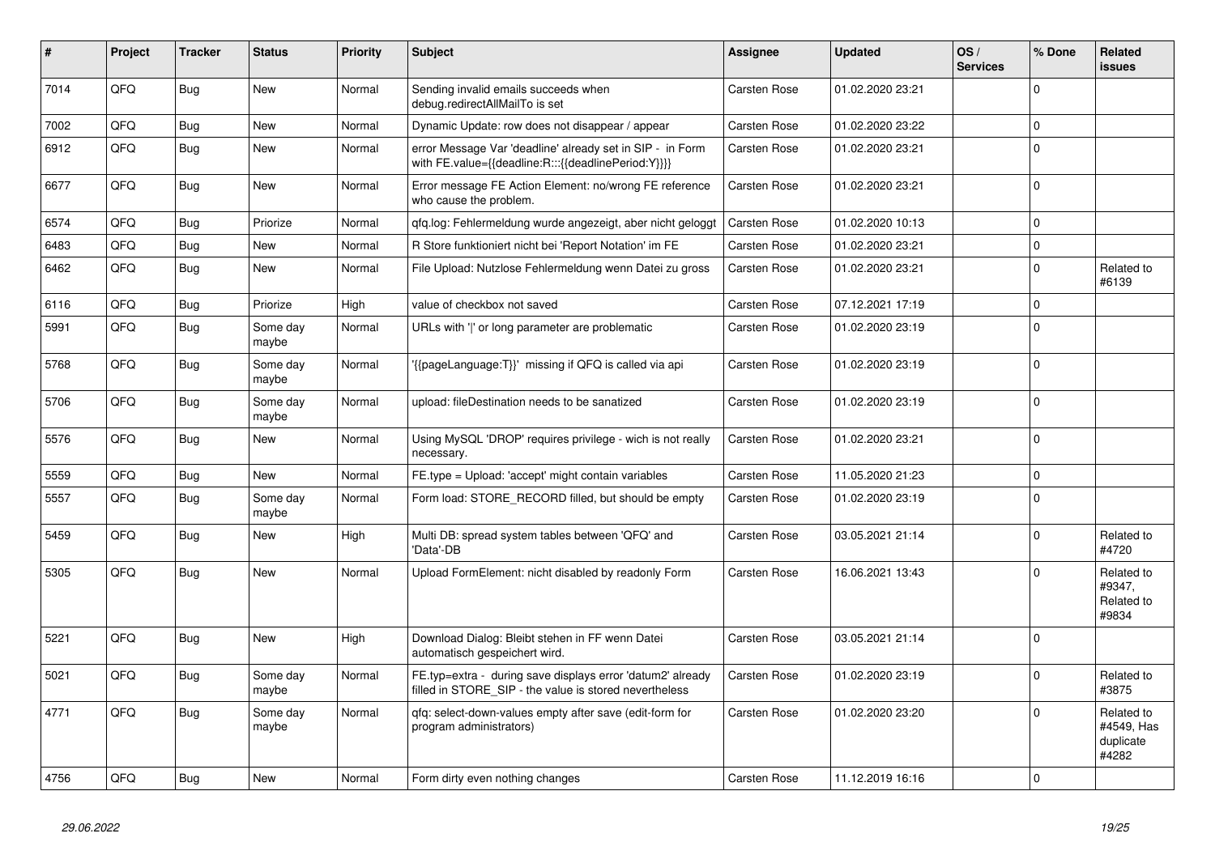| # | Project | Tracker | Status | Priority | Subject | Assignee | Updated | OS / Services | % Done | Related issues |
|---|---|---|---|---|---|---|---|---|---|---|
| 7014 | QFQ | Bug | New | Normal | Sending invalid emails succeeds when debug.redirectAllMailTo is set | Carsten Rose | 01.02.2020 23:21 | | 0 | |
| 7002 | QFQ | Bug | New | Normal | Dynamic Update: row does not disappear / appear | Carsten Rose | 01.02.2020 23:22 | | 0 | |
| 6912 | QFQ | Bug | New | Normal | error Message Var 'deadline' already set in SIP - in Form with FE.value={{deadline:R:::{{deadlinePeriod:Y}}}} | Carsten Rose | 01.02.2020 23:21 | | 0 | |
| 6677 | QFQ | Bug | New | Normal | Error message FE Action Element: no/wrong FE reference who cause the problem. | Carsten Rose | 01.02.2020 23:21 | | 0 | |
| 6574 | QFQ | Bug | Priorize | Normal | qfq.log: Fehlermeldung wurde angezeigt, aber nicht geloggt | Carsten Rose | 01.02.2020 10:13 | | 0 | |
| 6483 | QFQ | Bug | New | Normal | R Store funktioniert nicht bei 'Report Notation' im FE | Carsten Rose | 01.02.2020 23:21 | | 0 | |
| 6462 | QFQ | Bug | New | Normal | File Upload: Nutzlose Fehlermeldung wenn Datei zu gross | Carsten Rose | 01.02.2020 23:21 | | 0 | Related to #6139 |
| 6116 | QFQ | Bug | Priorize | High | value of checkbox not saved | Carsten Rose | 07.12.2021 17:19 | | 0 | |
| 5991 | QFQ | Bug | Some day maybe | Normal | URLs with ' ' or long parameter are problematic | Carsten Rose | 01.02.2020 23:19 | | 0 | |
| 5768 | QFQ | Bug | Some day maybe | Normal | '{{pageLanguage:T}}' missing if QFQ is called via api | Carsten Rose | 01.02.2020 23:19 | | 0 | |
| 5706 | QFQ | Bug | Some day maybe | Normal | upload: fileDestination needs to be sanatized | Carsten Rose | 01.02.2020 23:19 | | 0 | |
| 5576 | QFQ | Bug | New | Normal | Using MySQL 'DROP' requires privilege - wich is not really necessary. | Carsten Rose | 01.02.2020 23:21 | | 0 | |
| 5559 | QFQ | Bug | New | Normal | FE.type = Upload: 'accept' might contain variables | Carsten Rose | 11.05.2020 21:23 | | 0 | |
| 5557 | QFQ | Bug | Some day maybe | Normal | Form load: STORE_RECORD filled, but should be empty | Carsten Rose | 01.02.2020 23:19 | | 0 | |
| 5459 | QFQ | Bug | New | High | Multi DB: spread system tables between 'QFQ' and 'Data'-DB | Carsten Rose | 03.05.2021 21:14 | | 0 | Related to #4720 |
| 5305 | QFQ | Bug | New | Normal | Upload FormElement: nicht disabled by readonly Form | Carsten Rose | 16.06.2021 13:43 | | 0 | Related to #9347, Related to #9834 |
| 5221 | QFQ | Bug | New | High | Download Dialog: Bleibt stehen in FF wenn Datei automatisch gespeichert wird. | Carsten Rose | 03.05.2021 21:14 | | 0 | |
| 5021 | QFQ | Bug | Some day maybe | Normal | FE.typ=extra - during save displays error 'datum2' already filled in STORE_SIP - the value is stored nevertheless | Carsten Rose | 01.02.2020 23:19 | | 0 | Related to #3875 |
| 4771 | QFQ | Bug | Some day maybe | Normal | qfq: select-down-values empty after save (edit-form for program administrators) | Carsten Rose | 01.02.2020 23:20 | | 0 | Related to #4549, Has duplicate #4282 |
| 4756 | QFQ | Bug | New | Normal | Form dirty even nothing changes | Carsten Rose | 11.12.2019 16:16 | | 0 | |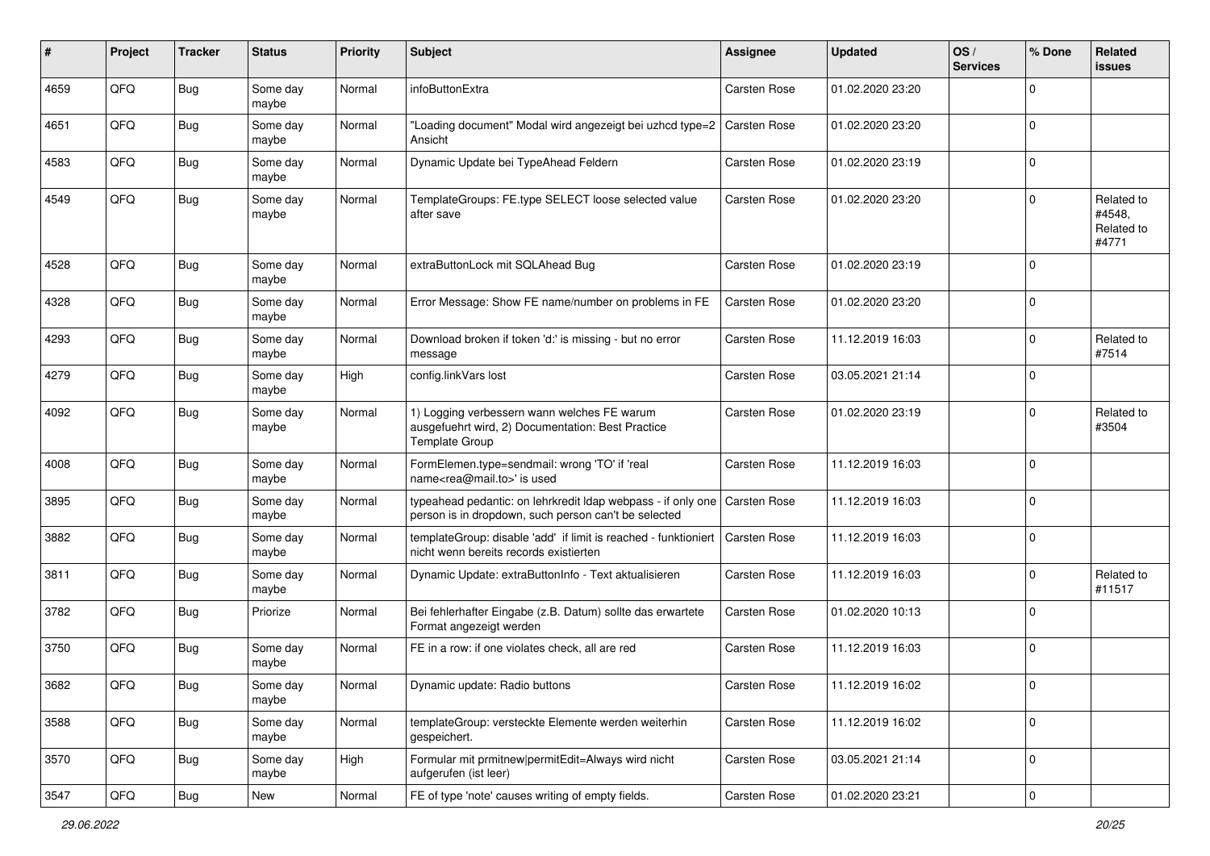| # | Project | Tracker | Status | Priority | Subject | Assignee | Updated | OS / Services | % Done | Related issues |
|---|---|---|---|---|---|---|---|---|---|---|
| 4659 | QFQ | Bug | Some day maybe | Normal | infoButtonExtra | Carsten Rose | 01.02.2020 23:20 | | 0 | |
| 4651 | QFQ | Bug | Some day maybe | Normal | "Loading document" Modal wird angezeigt bei uzhcd type=2 Ansicht | Carsten Rose | 01.02.2020 23:20 | | 0 | |
| 4583 | QFQ | Bug | Some day maybe | Normal | Dynamic Update bei TypeAhead Feldern | Carsten Rose | 01.02.2020 23:19 | | 0 | |
| 4549 | QFQ | Bug | Some day maybe | Normal | TemplateGroups: FE.type SELECT loose selected value after save | Carsten Rose | 01.02.2020 23:20 | | 0 | Related to #4548, Related to #4771 |
| 4528 | QFQ | Bug | Some day maybe | Normal | extraButtonLock mit SQLAhead Bug | Carsten Rose | 01.02.2020 23:19 | | 0 | |
| 4328 | QFQ | Bug | Some day maybe | Normal | Error Message: Show FE name/number on problems in FE | Carsten Rose | 01.02.2020 23:20 | | 0 | |
| 4293 | QFQ | Bug | Some day maybe | Normal | Download broken if token 'd:' is missing - but no error message | Carsten Rose | 11.12.2019 16:03 | | 0 | Related to #7514 |
| 4279 | QFQ | Bug | Some day maybe | High | config.linkVars lost | Carsten Rose | 03.05.2021 21:14 | | 0 | |
| 4092 | QFQ | Bug | Some day maybe | Normal | 1) Logging verbessern wann welches FE warum ausgefuehrt wird, 2) Documentation: Best Practice Template Group | Carsten Rose | 01.02.2020 23:19 | | 0 | Related to #3504 |
| 4008 | QFQ | Bug | Some day maybe | Normal | FormElemen.type=sendmail: wrong 'TO' if 'real name<rea@mail.to>' is used | Carsten Rose | 11.12.2019 16:03 | | 0 | |
| 3895 | QFQ | Bug | Some day maybe | Normal | typeahead pedantic: on lehrkredit ldap webpass - if only one person is in dropdown, such person can't be selected | Carsten Rose | 11.12.2019 16:03 | | 0 | |
| 3882 | QFQ | Bug | Some day maybe | Normal | templateGroup: disable 'add' if limit is reached - funktioniert nicht wenn bereits records existierten | Carsten Rose | 11.12.2019 16:03 | | 0 | |
| 3811 | QFQ | Bug | Some day maybe | Normal | Dynamic Update: extraButtonInfo - Text aktualisieren | Carsten Rose | 11.12.2019 16:03 | | 0 | Related to #11517 |
| 3782 | QFQ | Bug | Priorize | Normal | Bei fehlerhafter Eingabe (z.B. Datum) sollte das erwartete Format angezeigt werden | Carsten Rose | 01.02.2020 10:13 | | 0 | |
| 3750 | QFQ | Bug | Some day maybe | Normal | FE in a row: if one violates check, all are red | Carsten Rose | 11.12.2019 16:03 | | 0 | |
| 3682 | QFQ | Bug | Some day maybe | Normal | Dynamic update: Radio buttons | Carsten Rose | 11.12.2019 16:02 | | 0 | |
| 3588 | QFQ | Bug | Some day maybe | Normal | templateGroup: versteckte Elemente werden weiterhin gespeichert. | Carsten Rose | 11.12.2019 16:02 | | 0 | |
| 3570 | QFQ | Bug | Some day maybe | High | Formular mit prmitnew\|permitEdit=Always wird nicht aufgerufen (ist leer) | Carsten Rose | 03.05.2021 21:14 | | 0 | |
| 3547 | QFQ | Bug | New | Normal | FE of type 'note' causes writing of empty fields. | Carsten Rose | 01.02.2020 23:21 | | 0 | |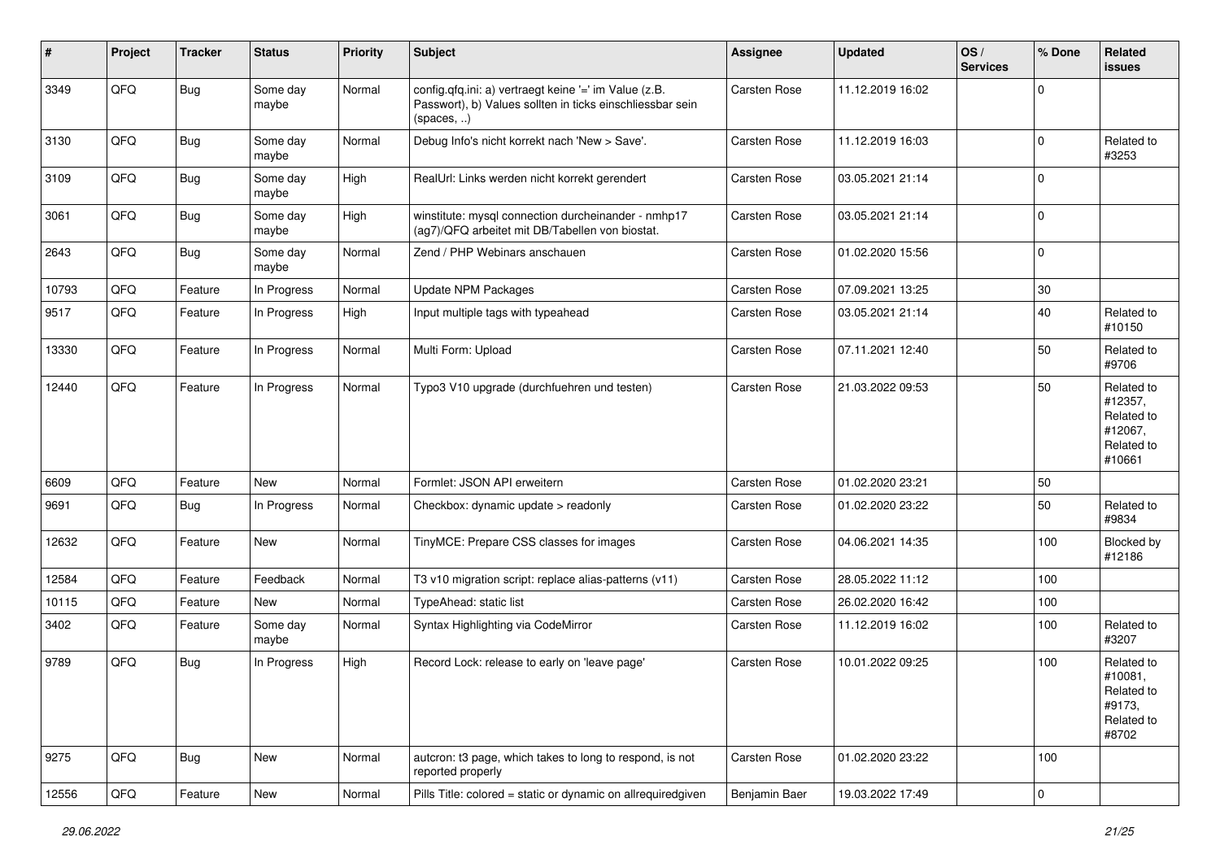| # | Project | Tracker | Status | Priority | Subject | Assignee | Updated | OS / Services | % Done | Related issues |
|---|---|---|---|---|---|---|---|---|---|---|
| 3349 | QFQ | Bug | Some day maybe | Normal | config.qfq.ini: a) vertraegt keine '=' im Value (z.B. Passwort), b) Values sollten in ticks einschliessbar sein (spaces, ..) | Carsten Rose | 11.12.2019 16:02 | | 0 | |
| 3130 | QFQ | Bug | Some day maybe | Normal | Debug Info's nicht korrekt nach 'New > Save'. | Carsten Rose | 11.12.2019 16:03 | | 0 | Related to #3253 |
| 3109 | QFQ | Bug | Some day maybe | High | RealUrl: Links werden nicht korrekt gerendert | Carsten Rose | 03.05.2021 21:14 | | 0 | |
| 3061 | QFQ | Bug | Some day maybe | High | winstitute: mysql connection durcheinander - nmhp17 (ag7)/QFQ arbeitet mit DB/Tabellen von biostat. | Carsten Rose | 03.05.2021 21:14 | | 0 | |
| 2643 | QFQ | Bug | Some day maybe | Normal | Zend / PHP Webinars anschauen | Carsten Rose | 01.02.2020 15:56 | | 0 | |
| 10793 | QFQ | Feature | In Progress | Normal | Update NPM Packages | Carsten Rose | 07.09.2021 13:25 | | 30 | |
| 9517 | QFQ | Feature | In Progress | High | Input multiple tags with typeahead | Carsten Rose | 03.05.2021 21:14 | | 40 | Related to #10150 |
| 13330 | QFQ | Feature | In Progress | Normal | Multi Form: Upload | Carsten Rose | 07.11.2021 12:40 | | 50 | Related to #9706 |
| 12440 | QFQ | Feature | In Progress | Normal | Typo3 V10 upgrade (durchfuehren und testen) | Carsten Rose | 21.03.2022 09:53 | | 50 | Related to #12357, Related to #12067, Related to #10661 |
| 6609 | QFQ | Feature | New | Normal | Formlet: JSON API erweitern | Carsten Rose | 01.02.2020 23:21 | | 50 | |
| 9691 | QFQ | Bug | In Progress | Normal | Checkbox: dynamic update > readonly | Carsten Rose | 01.02.2020 23:22 | | 50 | Related to #9834 |
| 12632 | QFQ | Feature | New | Normal | TinyMCE: Prepare CSS classes for images | Carsten Rose | 04.06.2021 14:35 | | 100 | Blocked by #12186 |
| 12584 | QFQ | Feature | Feedback | Normal | T3 v10 migration script: replace alias-patterns (v11) | Carsten Rose | 28.05.2022 11:12 | | 100 | |
| 10115 | QFQ | Feature | New | Normal | TypeAhead: static list | Carsten Rose | 26.02.2020 16:42 | | 100 | |
| 3402 | QFQ | Feature | Some day maybe | Normal | Syntax Highlighting via CodeMirror | Carsten Rose | 11.12.2019 16:02 | | 100 | Related to #3207 |
| 9789 | QFQ | Bug | In Progress | High | Record Lock: release to early on 'leave page' | Carsten Rose | 10.01.2022 09:25 | | 100 | Related to #10081, Related to #9173, Related to #8702 |
| 9275 | QFQ | Bug | New | Normal | autcron: t3 page, which takes to long to respond, is not reported properly | Carsten Rose | 01.02.2020 23:22 | | 100 | |
| 12556 | QFQ | Feature | New | Normal | Pills Title: colored = static or dynamic on allrequiredgiven | Benjamin Baer | 19.03.2022 17:49 | | 0 | |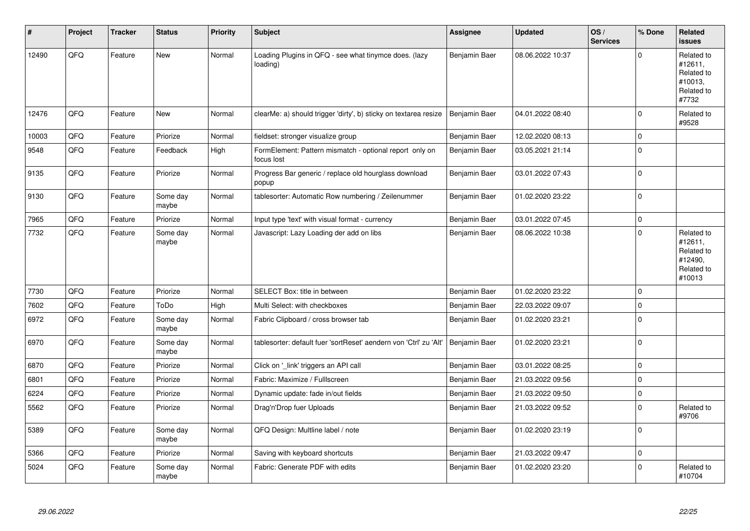| # | Project | Tracker | Status | Priority | Subject | Assignee | Updated | OS / Services | % Done | Related issues |
|---|---|---|---|---|---|---|---|---|---|---|
| 12490 | QFQ | Feature | New | Normal | Loading Plugins in QFQ - see what tinymce does. (lazy loading) | Benjamin Baer | 08.06.2022 10:37 | | 0 | Related to #12611, Related to #10013, Related to #7732 |
| 12476 | QFQ | Feature | New | Normal | clearMe: a) should trigger 'dirty', b) sticky on textarea resize | Benjamin Baer | 04.01.2022 08:40 | | 0 | Related to #9528 |
| 10003 | QFQ | Feature | Priorize | Normal | fieldset: stronger visualize group | Benjamin Baer | 12.02.2020 08:13 | | 0 | |
| 9548 | QFQ | Feature | Feedback | High | FormElement: Pattern mismatch - optional report only on focus lost | Benjamin Baer | 03.05.2021 21:14 | | 0 | |
| 9135 | QFQ | Feature | Priorize | Normal | Progress Bar generic / replace old hourglass download popup | Benjamin Baer | 03.01.2022 07:43 | | 0 | |
| 9130 | QFQ | Feature | Some day maybe | Normal | tablesorter: Automatic Row numbering / Zeilenummer | Benjamin Baer | 01.02.2020 23:22 | | 0 | |
| 7965 | QFQ | Feature | Priorize | Normal | Input type 'text' with visual format - currency | Benjamin Baer | 03.01.2022 07:45 | | 0 | |
| 7732 | QFQ | Feature | Some day maybe | Normal | Javascript: Lazy Loading der add on libs | Benjamin Baer | 08.06.2022 10:38 | | 0 | Related to #12611, Related to #12490, Related to #10013 |
| 7730 | QFQ | Feature | Priorize | Normal | SELECT Box: title in between | Benjamin Baer | 01.02.2020 23:22 | | 0 | |
| 7602 | QFQ | Feature | ToDo | High | Multi Select: with checkboxes | Benjamin Baer | 22.03.2022 09:07 | | 0 | |
| 6972 | QFQ | Feature | Some day maybe | Normal | Fabric Clipboard / cross browser tab | Benjamin Baer | 01.02.2020 23:21 | | 0 | |
| 6970 | QFQ | Feature | Some day maybe | Normal | tablesorter: default fuer 'sortReset' aendern von 'Ctrl' zu 'Alt' | Benjamin Baer | 01.02.2020 23:21 | | 0 | |
| 6870 | QFQ | Feature | Priorize | Normal | Click on '_link' triggers an API call | Benjamin Baer | 03.01.2022 08:25 | | 0 | |
| 6801 | QFQ | Feature | Priorize | Normal | Fabric: Maximize / Fulllscreen | Benjamin Baer | 21.03.2022 09:56 | | 0 | |
| 6224 | QFQ | Feature | Priorize | Normal | Dynamic update: fade in/out fields | Benjamin Baer | 21.03.2022 09:50 | | 0 | |
| 5562 | QFQ | Feature | Priorize | Normal | Drag'n'Drop fuer Uploads | Benjamin Baer | 21.03.2022 09:52 | | 0 | Related to #9706 |
| 5389 | QFQ | Feature | Some day maybe | Normal | QFQ Design: Multline label / note | Benjamin Baer | 01.02.2020 23:19 | | 0 | |
| 5366 | QFQ | Feature | Priorize | Normal | Saving with keyboard shortcuts | Benjamin Baer | 21.03.2022 09:47 | | 0 | |
| 5024 | QFQ | Feature | Some day maybe | Normal | Fabric: Generate PDF with edits | Benjamin Baer | 01.02.2020 23:20 | | 0 | Related to #10704 |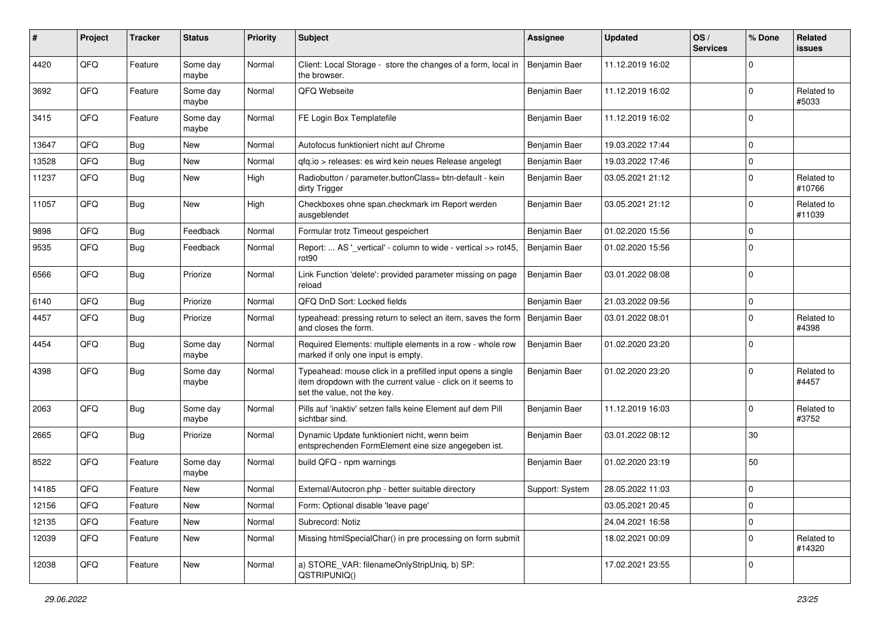| # | Project | Tracker | Status | Priority | Subject | Assignee | Updated | OS / Services | % Done | Related issues |
|---|---|---|---|---|---|---|---|---|---|---|
| 4420 | QFQ | Feature | Some day maybe | Normal | Client: Local Storage - store the changes of a form, local in the browser. | Benjamin Baer | 11.12.2019 16:02 | | 0 | |
| 3692 | QFQ | Feature | Some day maybe | Normal | QFQ Webseite | Benjamin Baer | 11.12.2019 16:02 | | 0 | Related to #5033 |
| 3415 | QFQ | Feature | Some day maybe | Normal | FE Login Box Templatefile | Benjamin Baer | 11.12.2019 16:02 | | 0 | |
| 13647 | QFQ | Bug | New | Normal | Autofocus funktioniert nicht auf Chrome | Benjamin Baer | 19.03.2022 17:44 | | 0 | |
| 13528 | QFQ | Bug | New | Normal | qfq.io > releases: es wird kein neues Release angelegt | Benjamin Baer | 19.03.2022 17:46 | | 0 | |
| 11237 | QFQ | Bug | New | High | Radiobutton / parameter.buttonClass= btn-default - kein dirty Trigger | Benjamin Baer | 03.05.2021 21:12 | | 0 | Related to #10766 |
| 11057 | QFQ | Bug | New | High | Checkboxes ohne span.checkmark im Report werden ausgeblendet | Benjamin Baer | 03.05.2021 21:12 | | 0 | Related to #11039 |
| 9898 | QFQ | Bug | Feedback | Normal | Formular trotz Timeout gespeichert | Benjamin Baer | 01.02.2020 15:56 | | 0 | |
| 9535 | QFQ | Bug | Feedback | Normal | Report: ... AS '_vertical' - column to wide - vertical >> rot45, rot90 | Benjamin Baer | 01.02.2020 15:56 | | 0 | |
| 6566 | QFQ | Bug | Priorize | Normal | Link Function 'delete': provided parameter missing on page reload | Benjamin Baer | 03.01.2022 08:08 | | 0 | |
| 6140 | QFQ | Bug | Priorize | Normal | QFQ DnD Sort: Locked fields | Benjamin Baer | 21.03.2022 09:56 | | 0 | |
| 4457 | QFQ | Bug | Priorize | Normal | typeahead: pressing return to select an item, saves the form and closes the form. | Benjamin Baer | 03.01.2022 08:01 | | 0 | Related to #4398 |
| 4454 | QFQ | Bug | Some day maybe | Normal | Required Elements: multiple elements in a row - whole row marked if only one input is empty. | Benjamin Baer | 01.02.2020 23:20 | | 0 | |
| 4398 | QFQ | Bug | Some day maybe | Normal | Typeahead: mouse click in a prefilled input opens a single item dropdown with the current value - click on it seems to set the value, not the key. | Benjamin Baer | 01.02.2020 23:20 | | 0 | Related to #4457 |
| 2063 | QFQ | Bug | Some day maybe | Normal | Pills auf 'inaktiv' setzen falls keine Element auf dem Pill sichtbar sind. | Benjamin Baer | 11.12.2019 16:03 | | 0 | Related to #3752 |
| 2665 | QFQ | Bug | Priorize | Normal | Dynamic Update funktioniert nicht, wenn beim entsprechenden FormElement eine size angegeben ist. | Benjamin Baer | 03.01.2022 08:12 | | 30 | |
| 8522 | QFQ | Feature | Some day maybe | Normal | build QFQ - npm warnings | Benjamin Baer | 01.02.2020 23:19 | | 50 | |
| 14185 | QFQ | Feature | New | Normal | External/Autocron.php - better suitable directory | Support: System | 28.05.2022 11:03 | | 0 | |
| 12156 | QFQ | Feature | New | Normal | Form: Optional disable 'leave page' | | 03.05.2021 20:45 | | 0 | |
| 12135 | QFQ | Feature | New | Normal | Subrecord: Notiz | | 24.04.2021 16:58 | | 0 | |
| 12039 | QFQ | Feature | New | Normal | Missing htmlSpecialChar() in pre processing on form submit | | 18.02.2021 00:09 | | 0 | Related to #14320 |
| 12038 | QFQ | Feature | New | Normal | a) STORE_VAR: filenameOnlyStripUniq, b) SP: QSTRIPUNIQ() | | 17.02.2021 23:55 | | 0 | |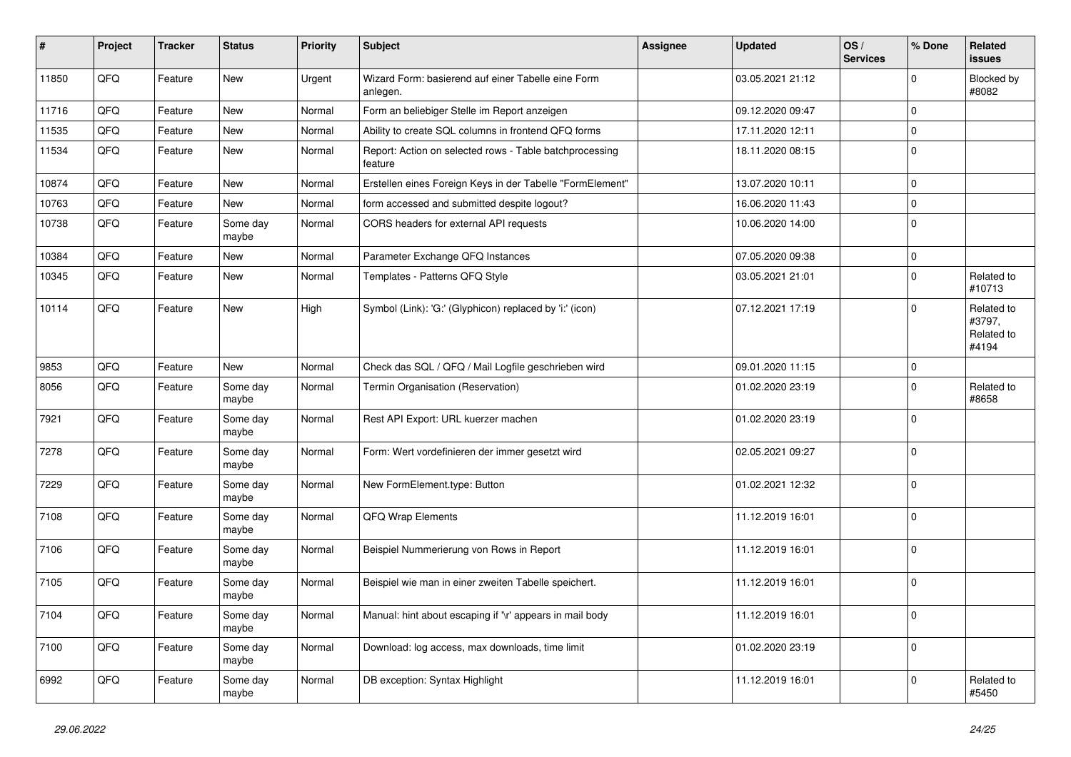| # | Project | Tracker | Status | Priority | Subject | Assignee | Updated | OS / Services | % Done | Related issues |
|---|---|---|---|---|---|---|---|---|---|---|
| 11850 | QFQ | Feature | New | Urgent | Wizard Form: basierend auf einer Tabelle eine Form anlegen. | | 03.05.2021 21:12 | | 0 | Blocked by #8082 |
| 11716 | QFQ | Feature | New | Normal | Form an beliebiger Stelle im Report anzeigen | | 09.12.2020 09:47 | | 0 | |
| 11535 | QFQ | Feature | New | Normal | Ability to create SQL columns in frontend QFQ forms | | 17.11.2020 12:11 | | 0 | |
| 11534 | QFQ | Feature | New | Normal | Report: Action on selected rows - Table batchprocessing feature | | 18.11.2020 08:15 | | 0 | |
| 10874 | QFQ | Feature | New | Normal | Erstellen eines Foreign Keys in der Tabelle "FormElement" | | 13.07.2020 10:11 | | 0 | |
| 10763 | QFQ | Feature | New | Normal | form accessed and submitted despite logout? | | 16.06.2020 11:43 | | 0 | |
| 10738 | QFQ | Feature | Some day maybe | Normal | CORS headers for external API requests | | 10.06.2020 14:00 | | 0 | |
| 10384 | QFQ | Feature | New | Normal | Parameter Exchange QFQ Instances | | 07.05.2020 09:38 | | 0 | |
| 10345 | QFQ | Feature | New | Normal | Templates - Patterns QFQ Style | | 03.05.2021 21:01 | | 0 | Related to #10713 |
| 10114 | QFQ | Feature | New | High | Symbol (Link): 'G:' (Glyphicon) replaced by 'i:' (icon) | | 07.12.2021 17:19 | | 0 | Related to #3797, Related to #4194 |
| 9853 | QFQ | Feature | New | Normal | Check das SQL / QFQ / Mail Logfile geschrieben wird | | 09.01.2020 11:15 | | 0 | |
| 8056 | QFQ | Feature | Some day maybe | Normal | Termin Organisation (Reservation) | | 01.02.2020 23:19 | | 0 | Related to #8658 |
| 7921 | QFQ | Feature | Some day maybe | Normal | Rest API Export: URL kuerzer machen | | 01.02.2020 23:19 | | 0 | |
| 7278 | QFQ | Feature | Some day maybe | Normal | Form: Wert vordefinieren der immer gesetzt wird | | 02.05.2021 09:27 | | 0 | |
| 7229 | QFQ | Feature | Some day maybe | Normal | New FormElement.type: Button | | 01.02.2021 12:32 | | 0 | |
| 7108 | QFQ | Feature | Some day maybe | Normal | QFQ Wrap Elements | | 11.12.2019 16:01 | | 0 | |
| 7106 | QFQ | Feature | Some day maybe | Normal | Beispiel Nummerierung von Rows in Report | | 11.12.2019 16:01 | | 0 | |
| 7105 | QFQ | Feature | Some day maybe | Normal | Beispiel wie man in einer zweiten Tabelle speichert. | | 11.12.2019 16:01 | | 0 | |
| 7104 | QFQ | Feature | Some day maybe | Normal | Manual: hint about escaping if '\r' appears in mail body | | 11.12.2019 16:01 | | 0 | |
| 7100 | QFQ | Feature | Some day maybe | Normal | Download: log access, max downloads, time limit | | 01.02.2020 23:19 | | 0 | |
| 6992 | QFQ | Feature | Some day maybe | Normal | DB exception: Syntax Highlight | | 11.12.2019 16:01 | | 0 | Related to #5450 |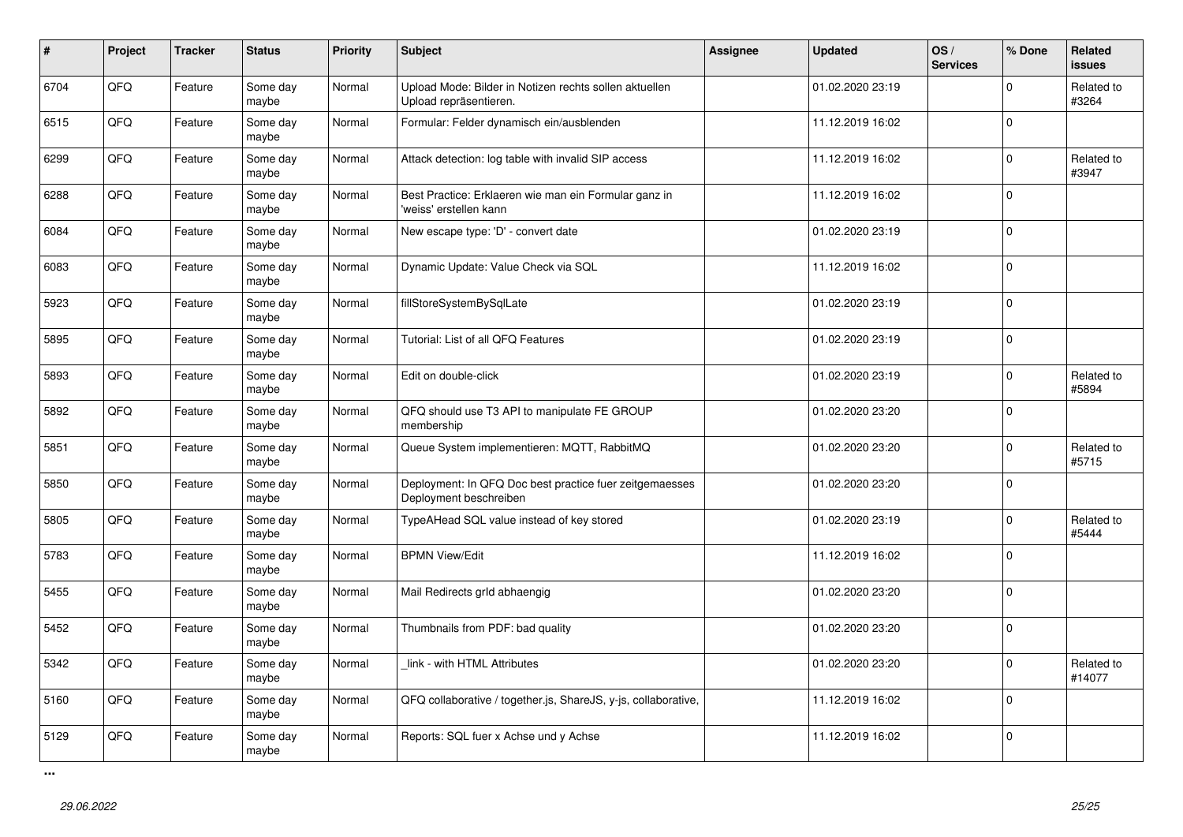| # | Project | Tracker | Status | Priority | Subject | Assignee | Updated | OS / Services | % Done | Related issues |
|---|---|---|---|---|---|---|---|---|---|---|
| 6704 | QFQ | Feature | Some day maybe | Normal | Upload Mode: Bilder in Notizen rechts sollen aktuellen Upload repräsentieren. | | 01.02.2020 23:19 | | 0 | Related to #3264 |
| 6515 | QFQ | Feature | Some day maybe | Normal | Formular: Felder dynamisch ein/ausblenden | | 11.12.2019 16:02 | | 0 | |
| 6299 | QFQ | Feature | Some day maybe | Normal | Attack detection: log table with invalid SIP access | | 11.12.2019 16:02 | | 0 | Related to #3947 |
| 6288 | QFQ | Feature | Some day maybe | Normal | Best Practice: Erklaeren wie man ein Formular ganz in 'weiss' erstellen kann | | 11.12.2019 16:02 | | 0 | |
| 6084 | QFQ | Feature | Some day maybe | Normal | New escape type: 'D' - convert date | | 01.02.2020 23:19 | | 0 | |
| 6083 | QFQ | Feature | Some day maybe | Normal | Dynamic Update: Value Check via SQL | | 11.12.2019 16:02 | | 0 | |
| 5923 | QFQ | Feature | Some day maybe | Normal | fillStoreSystemBySqlLate | | 01.02.2020 23:19 | | 0 | |
| 5895 | QFQ | Feature | Some day maybe | Normal | Tutorial: List of all QFQ Features | | 01.02.2020 23:19 | | 0 | |
| 5893 | QFQ | Feature | Some day maybe | Normal | Edit on double-click | | 01.02.2020 23:19 | | 0 | Related to #5894 |
| 5892 | QFQ | Feature | Some day maybe | Normal | QFQ should use T3 API to manipulate FE GROUP membership | | 01.02.2020 23:20 | | 0 | |
| 5851 | QFQ | Feature | Some day maybe | Normal | Queue System implementieren: MQTT, RabbitMQ | | 01.02.2020 23:20 | | 0 | Related to #5715 |
| 5850 | QFQ | Feature | Some day maybe | Normal | Deployment: In QFQ Doc best practice fuer zeitgemaesses Deployment beschreiben | | 01.02.2020 23:20 | | 0 | |
| 5805 | QFQ | Feature | Some day maybe | Normal | TypeAHead SQL value instead of key stored | | 01.02.2020 23:19 | | 0 | Related to #5444 |
| 5783 | QFQ | Feature | Some day maybe | Normal | BPMN View/Edit | | 11.12.2019 16:02 | | 0 | |
| 5455 | QFQ | Feature | Some day maybe | Normal | Mail Redirects grId abhaengig | | 01.02.2020 23:20 | | 0 | |
| 5452 | QFQ | Feature | Some day maybe | Normal | Thumbnails from PDF: bad quality | | 01.02.2020 23:20 | | 0 | |
| 5342 | QFQ | Feature | Some day maybe | Normal | _link - with HTML Attributes | | 01.02.2020 23:20 | | 0 | Related to #14077 |
| 5160 | QFQ | Feature | Some day maybe | Normal | QFQ collaborative / together.js, ShareJS, y-js, collaborative, | | 11.12.2019 16:02 | | 0 | |
| 5129 | QFQ | Feature | Some day maybe | Normal | Reports: SQL fuer x Achse und y Achse | | 11.12.2019 16:02 | | 0 | |

...